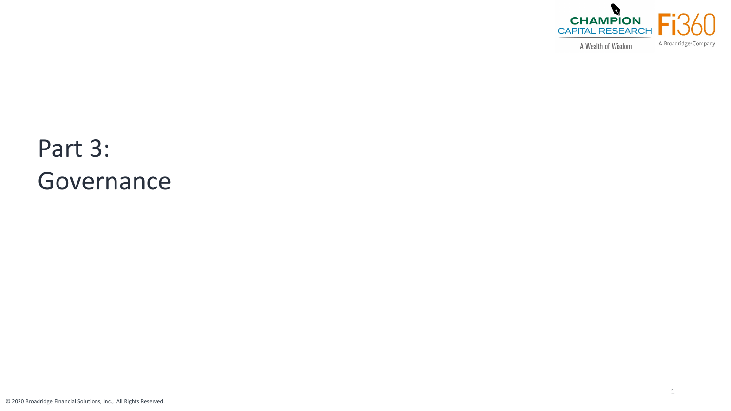# Part 3: Governance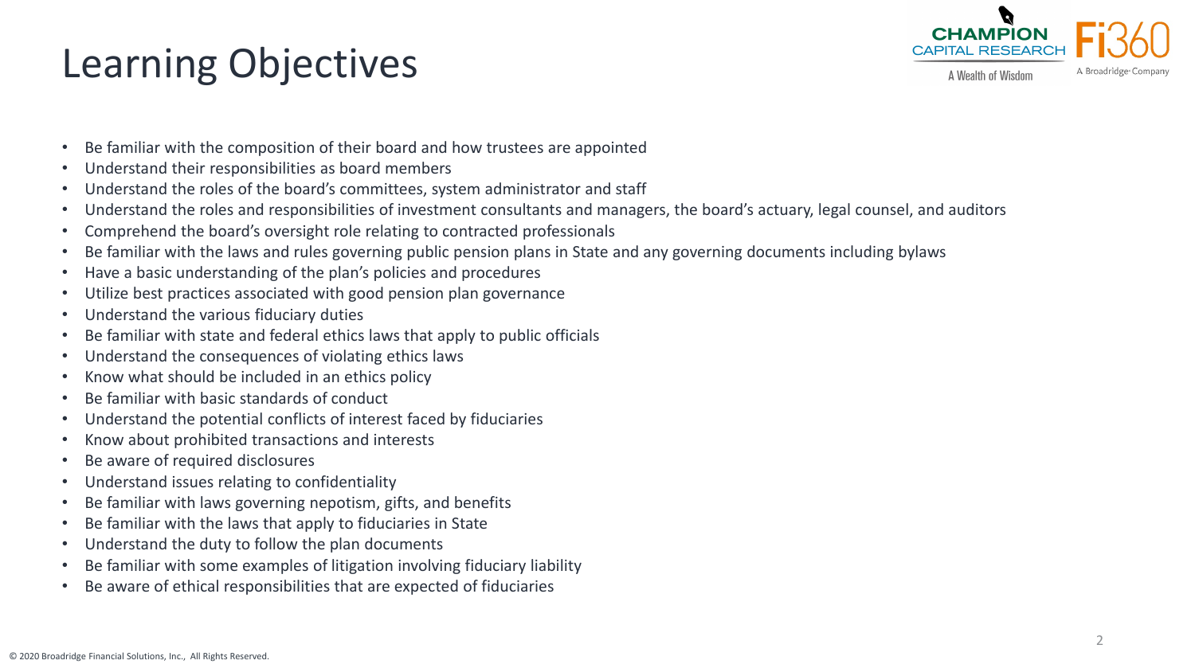# Learning Objectives

- Be familiar with the composition of their board and how trustees are appointed
- Understand their responsibilities as board members
- Understand the roles of the board's committees, system administrator and staff
- Understand the roles and responsibilities of investment consultants and managers, the board's actuary, legal counsel, and auditors
- Comprehend the board's oversight role relating to contracted professionals
- Be familiar with the laws and rules governing public pension plans in State and any governing documents including bylaws
- Have a basic understanding of the plan's policies and procedures
- Utilize best practices associated with good pension plan governance
- Understand the various fiduciary duties
- Be familiar with state and federal ethics laws that apply to public officials
- Understand the consequences of violating ethics laws
- Know what should be included in an ethics policy
- Be familiar with basic standards of conduct
- Understand the potential conflicts of interest faced by fiduciaries
- Know about prohibited transactions and interests
- Be aware of required disclosures
- Understand issues relating to confidentiality
- Be familiar with laws governing nepotism, gifts, and benefits
- Be familiar with the laws that apply to fiduciaries in State
- Understand the duty to follow the plan documents
- Be familiar with some examples of litigation involving fiduciary liability
- Be aware of ethical responsibilities that are expected of fiduciaries

© 2020 Broadridge Financial Solutions, Inc., All Rights Reserved.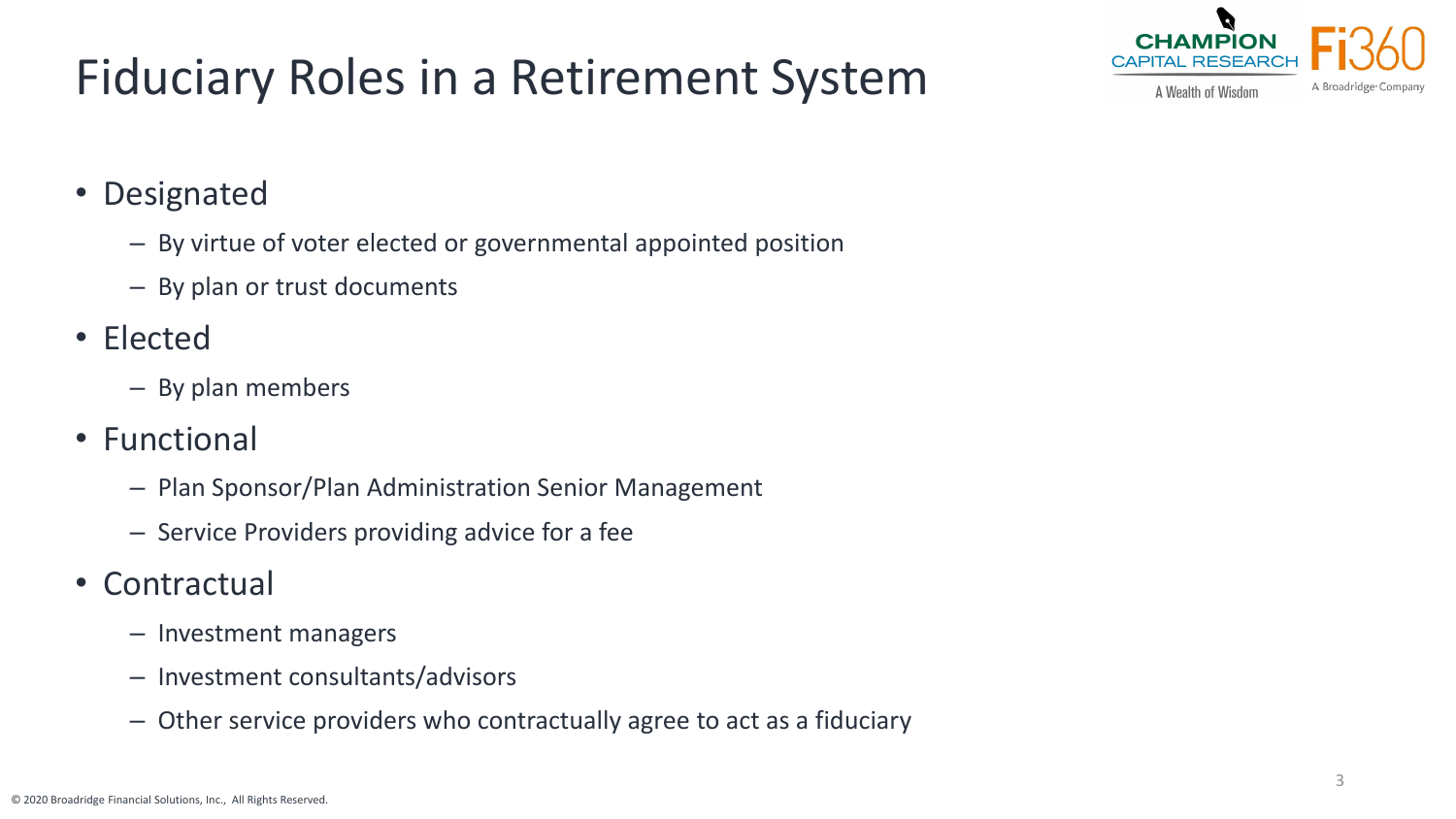# Fiduciary Roles in a Retirement System

- Designated
  - By virtue of voter elected or governmental appointed position
  - By plan or trust documents
- Elected
  - By plan members
- Functional
  - Plan Sponsor/Plan Administration Senior Management
  - Service Providers providing advice for a fee
- Contractual
  - Investment managers
  - Investment consultants/advisors
  - Other service providers who contractually agree to act as a fiduciary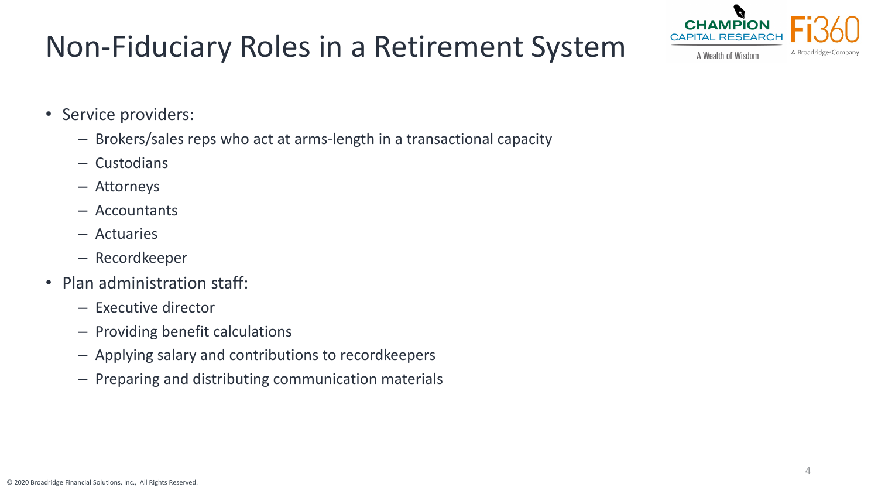# Non-Fiduciary Roles in a Retirement System

- Service providers:
  - Brokers/sales reps who act at arms-length in a transactional capacity
  - Custodians
  - Attorneys
  - Accountants
  - Actuaries
  - Recordkeeper
- Plan administration staff:
  - Executive director
  - Providing benefit calculations
  - Applying salary and contributions to recordkeepers
  - Preparing and distributing communication materials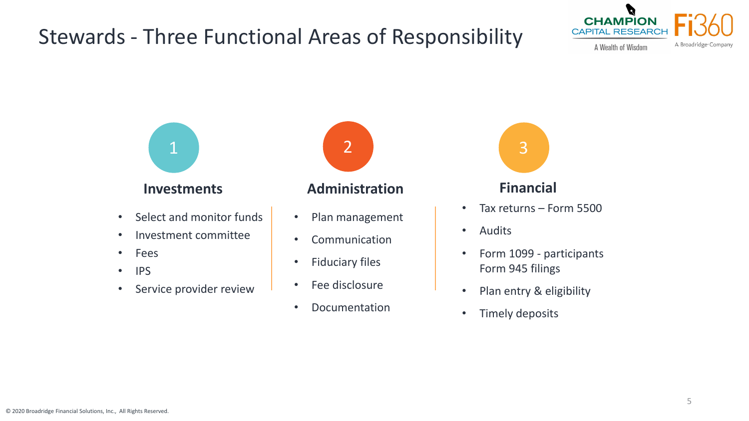# Stewards - Three Functional Areas of Responsibility

## 1 Investments

- Select and monitor funds
- Investment committee
- Fees
- IPS
- Service provider review

## 2 Administration

- Plan management
- Communication
- Fiduciary files
- Fee disclosure
- Documentation

## 3 Financial

- Tax returns – Form 5500
- Audits
- Form 1099 - participants Form 945 filings
- Plan entry & eligibility
- Timely deposits

© 2020 Broadridge Financial Solutions, Inc., All Rights Reserved.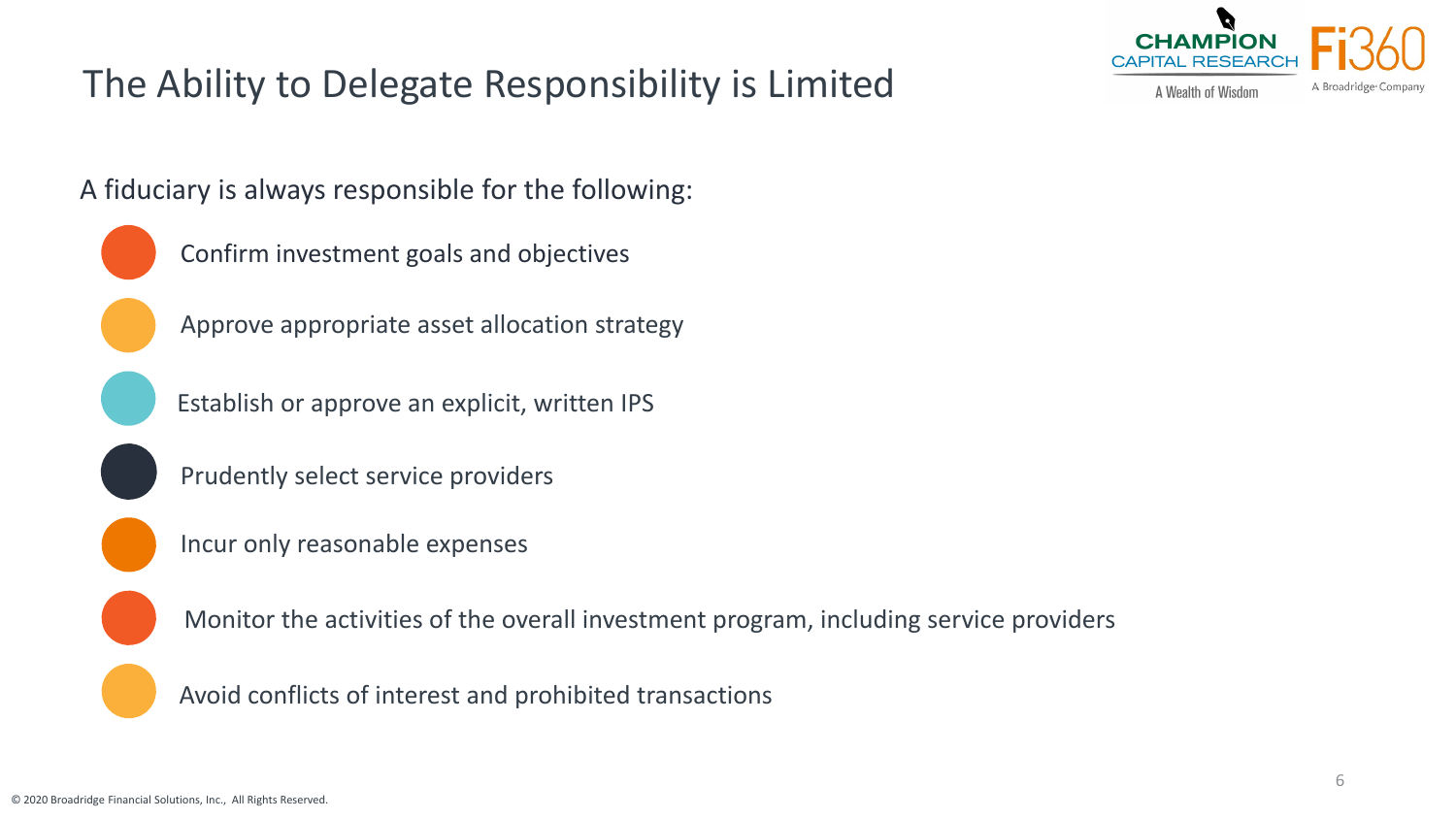# The Ability to Delegate Responsibility is Limited

A fiduciary is always responsible for the following:

- Confirm investment goals and objectives
- Approve appropriate asset allocation strategy
- Establish or approve an explicit, written IPS
- Prudently select service providers
- Incur only reasonable expenses
- Monitor the activities of the overall investment program, including service providers
- Avoid conflicts of interest and prohibited transactions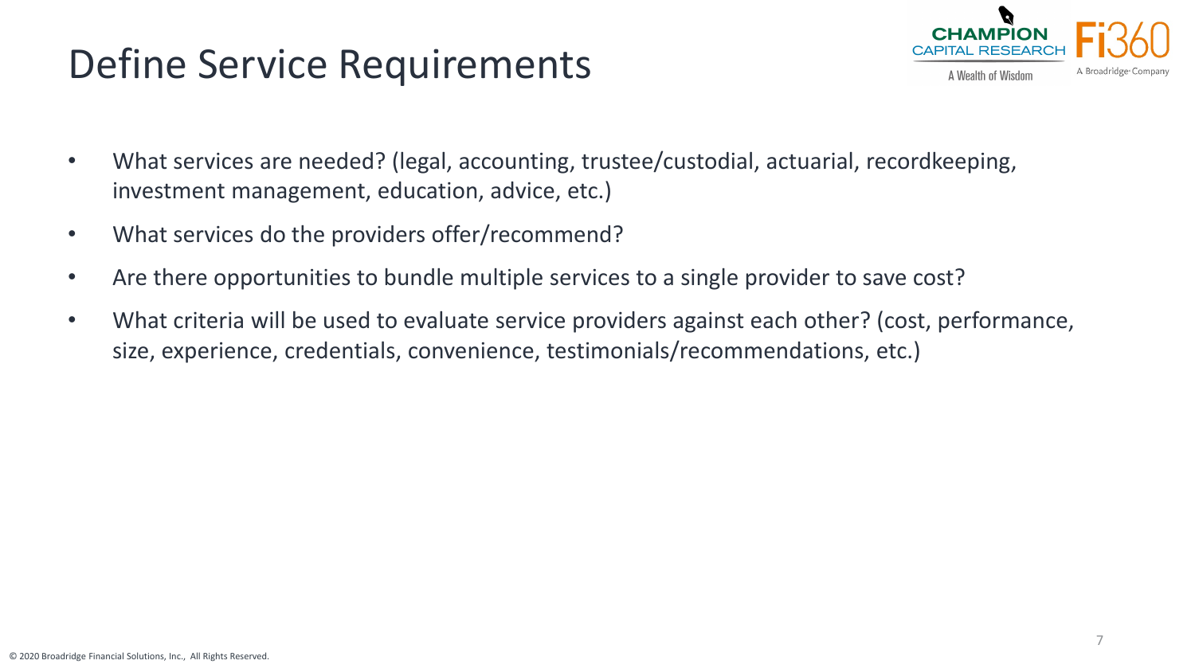# Define Service Requirements

- What services are needed? (legal, accounting, trustee/custodial, actuarial, recordkeeping, investment management, education, advice, etc.)
- What services do the providers offer/recommend?
- Are there opportunities to bundle multiple services to a single provider to save cost?
- What criteria will be used to evaluate service providers against each other? (cost, performance, size, experience, credentials, convenience, testimonials/recommendations, etc.)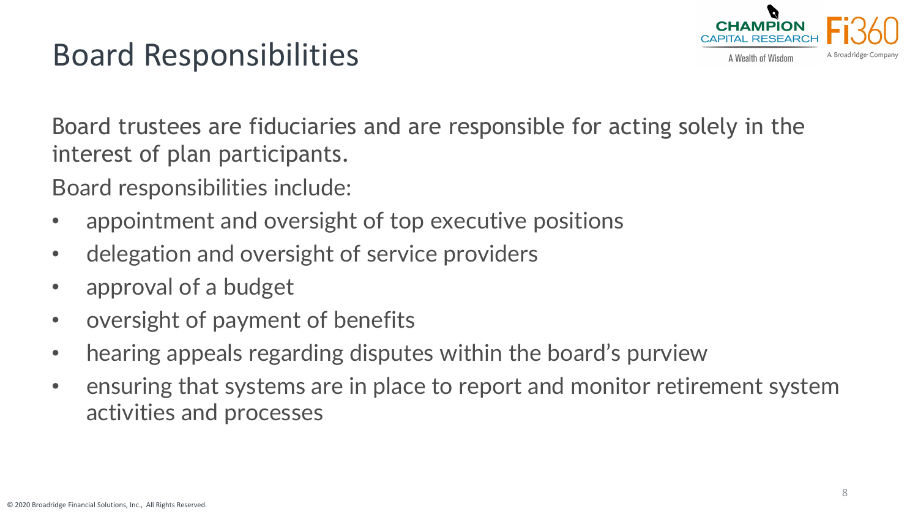# Board Responsibilities

Board trustees are fiduciaries and are responsible for acting solely in the interest of plan participants.

Board responsibilities include:

- appointment and oversight of top executive positions
- delegation and oversight of service providers
- approval of a budget
- oversight of payment of benefits
- hearing appeals regarding disputes within the board's purview
- ensuring that systems are in place to report and monitor retirement system activities and processes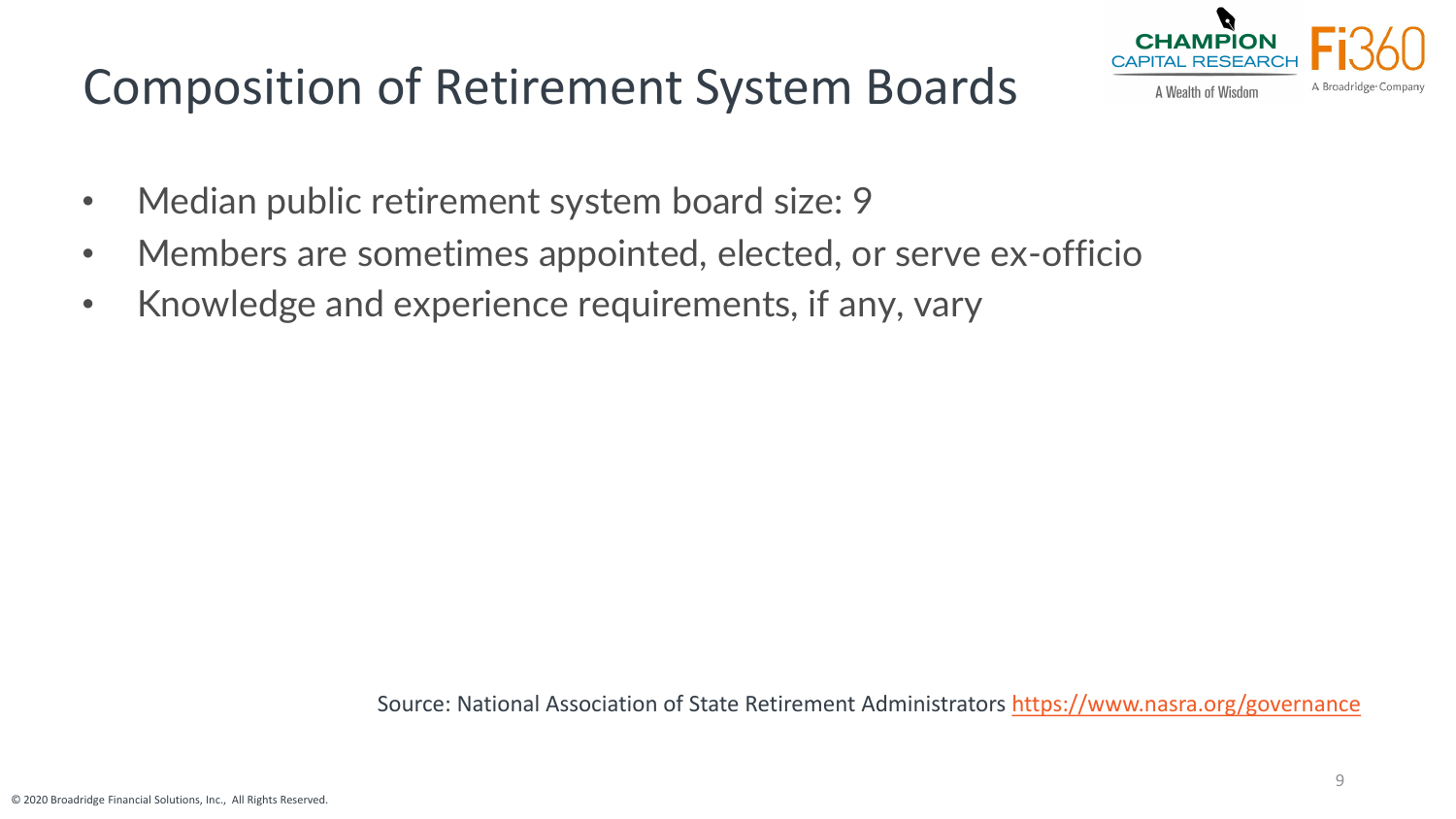# Composition of Retirement System Boards

- Median public retirement system board size: 9
- Members are sometimes appointed, elected, or serve ex-officio
- Knowledge and experience requirements, if any, vary

Source: National Association of State Retirement Administrators https://www.nasra.org/governance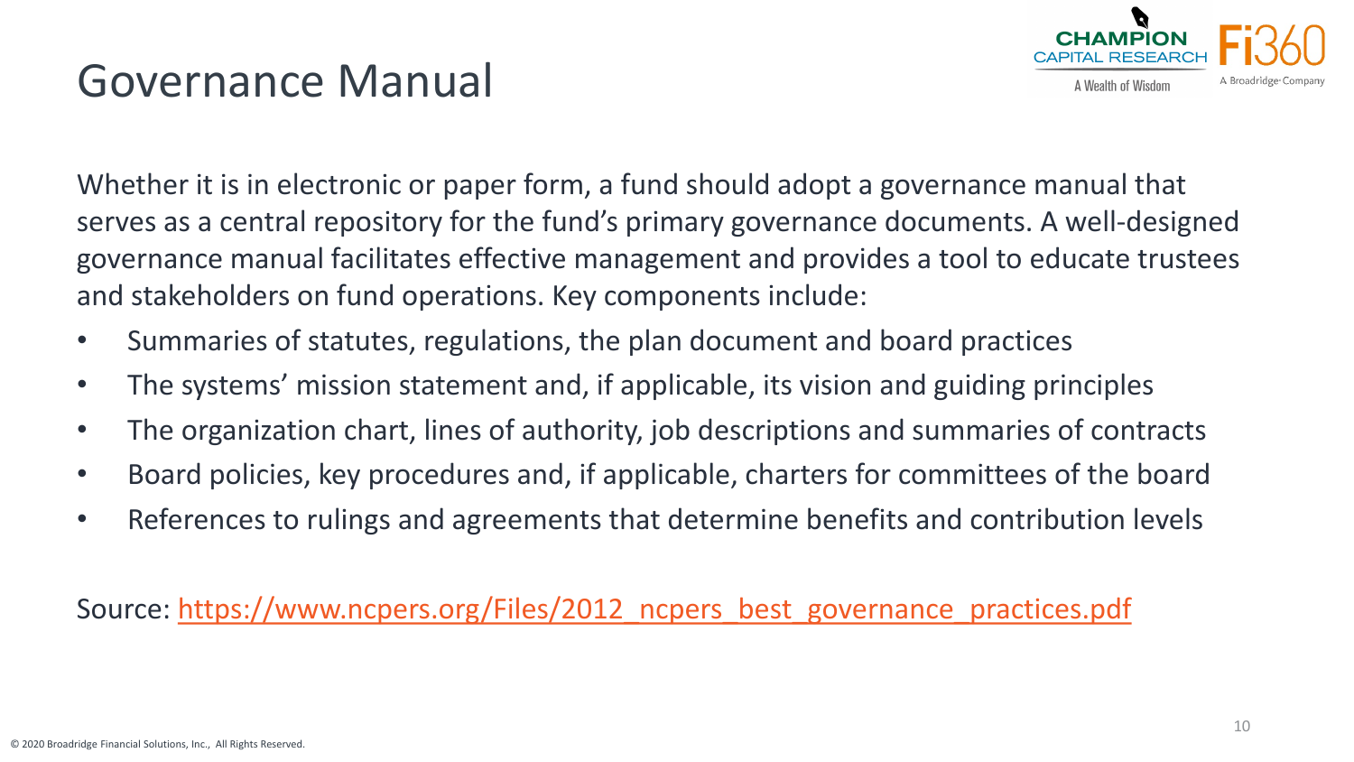# Governance Manual

Whether it is in electronic or paper form, a fund should adopt a governance manual that serves as a central repository for the fund's primary governance documents. A well-designed governance manual facilitates effective management and provides a tool to educate trustees and stakeholders on fund operations. Key components include:

- Summaries of statutes, regulations, the plan document and board practices
- The systems' mission statement and, if applicable, its vision and guiding principles
- The organization chart, lines of authority, job descriptions and summaries of contracts
- Board policies, key procedures and, if applicable, charters for committees of the board
- References to rulings and agreements that determine benefits and contribution levels

Source: https://www.ncpers.org/Files/2012_ncpers_best_governance_practices.pdf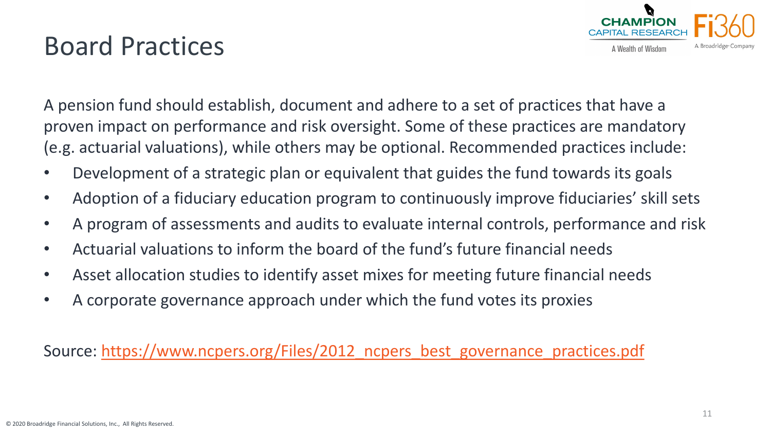# Board Practices

A pension fund should establish, document and adhere to a set of practices that have a proven impact on performance and risk oversight. Some of these practices are mandatory (e.g. actuarial valuations), while others may be optional. Recommended practices include:

- Development of a strategic plan or equivalent that guides the fund towards its goals
- Adoption of a fiduciary education program to continuously improve fiduciaries' skill sets
- A program of assessments and audits to evaluate internal controls, performance and risk
- Actuarial valuations to inform the board of the fund's future financial needs
- Asset allocation studies to identify asset mixes for meeting future financial needs
- A corporate governance approach under which the fund votes its proxies

Source: https://www.ncpers.org/Files/2012_ncpers_best_governance_practices.pdf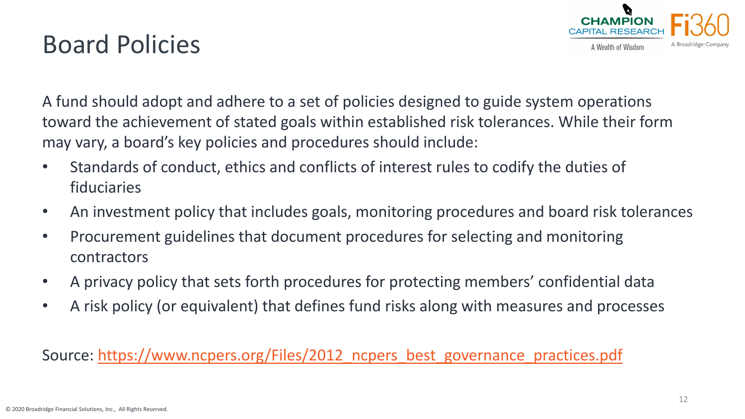# Board Policies

A fund should adopt and adhere to a set of policies designed to guide system operations toward the achievement of stated goals within established risk tolerances. While their form may vary, a board's key policies and procedures should include:

- Standards of conduct, ethics and conflicts of interest rules to codify the duties of fiduciaries
- An investment policy that includes goals, monitoring procedures and board risk tolerances
- Procurement guidelines that document procedures for selecting and monitoring contractors
- A privacy policy that sets forth procedures for protecting members' confidential data
- A risk policy (or equivalent) that defines fund risks along with measures and processes

Source: [https://www.ncpers.org/Files/2012_ncpers_best_governance_practices.pdf](https://www.ncpers.org/Files/2012_ncpers_best_governance_practices.pdf)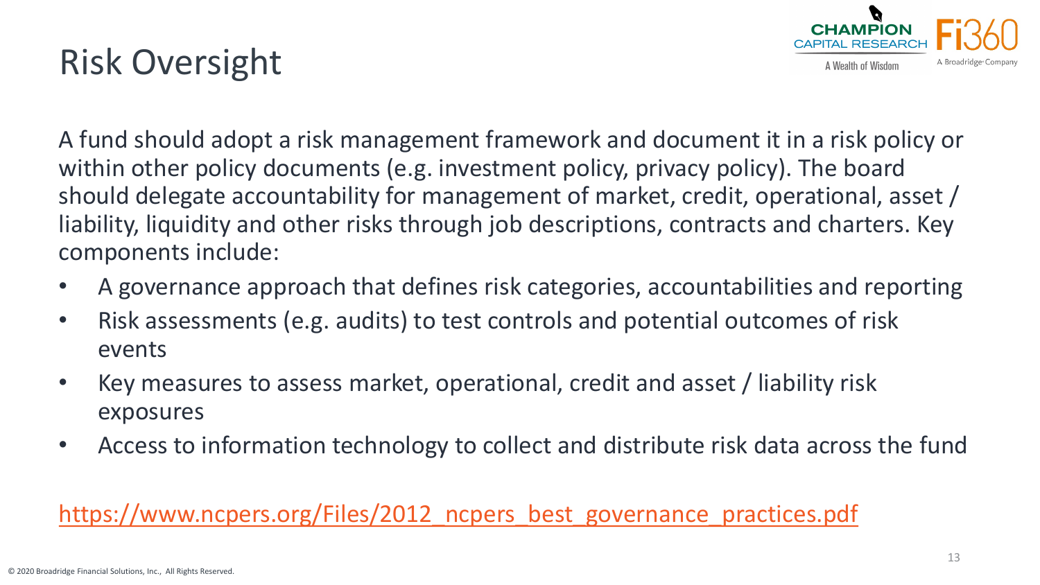# Risk Oversight

A fund should adopt a risk management framework and document it in a risk policy or within other policy documents (e.g. investment policy, privacy policy). The board should delegate accountability for management of market, credit, operational, asset / liability, liquidity and other risks through job descriptions, contracts and charters. Key components include:

- A governance approach that defines risk categories, accountabilities and reporting
- Risk assessments (e.g. audits) to test controls and potential outcomes of risk events
- Key measures to assess market, operational, credit and asset / liability risk exposures
- Access to information technology to collect and distribute risk data across the fund

https://www.ncpers.org/Files/2012_ncpers_best_governance_practices.pdf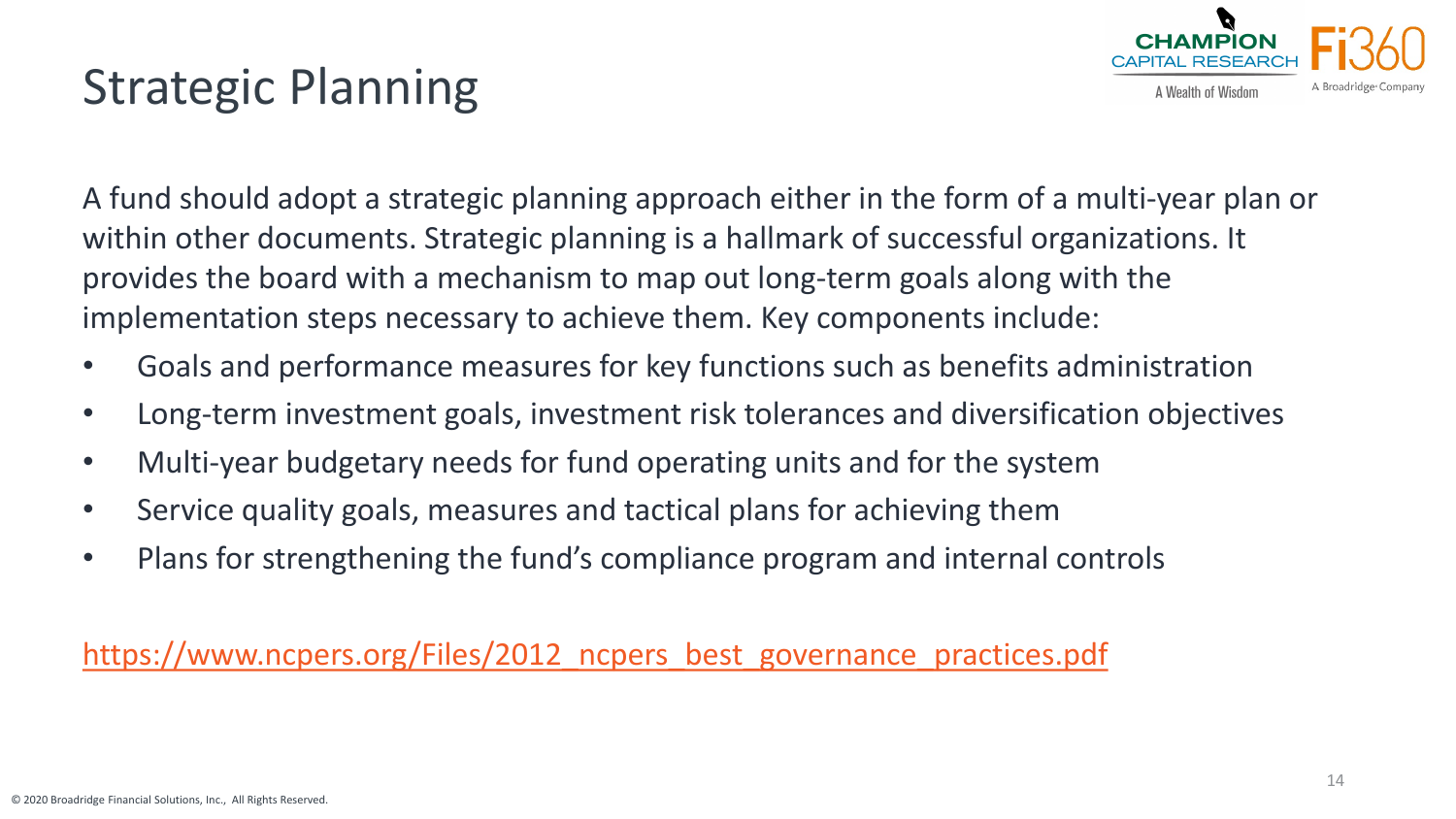# Strategic Planning

A fund should adopt a strategic planning approach either in the form of a multi-year plan or within other documents. Strategic planning is a hallmark of successful organizations. It provides the board with a mechanism to map out long-term goals along with the implementation steps necessary to achieve them. Key components include:

- Goals and performance measures for key functions such as benefits administration
- Long-term investment goals, investment risk tolerances and diversification objectives
- Multi-year budgetary needs for fund operating units and for the system
- Service quality goals, measures and tactical plans for achieving them
- Plans for strengthening the fund's compliance program and internal controls

https://www.ncpers.org/Files/2012_ncpers_best_governance_practices.pdf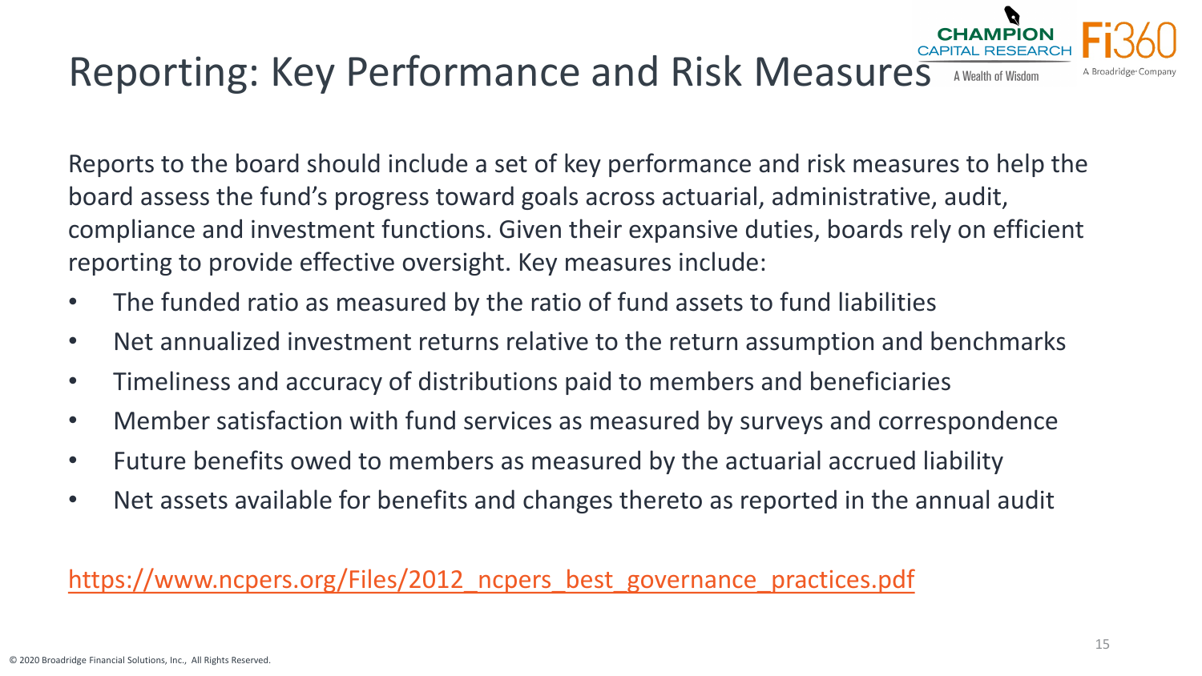# Reporting: Key Performance and Risk Measures

Reports to the board should include a set of key performance and risk measures to help the board assess the fund's progress toward goals across actuarial, administrative, audit, compliance and investment functions. Given their expansive duties, boards rely on efficient reporting to provide effective oversight. Key measures include:

- The funded ratio as measured by the ratio of fund assets to fund liabilities
- Net annualized investment returns relative to the return assumption and benchmarks
- Timeliness and accuracy of distributions paid to members and beneficiaries
- Member satisfaction with fund services as measured by surveys and correspondence
- Future benefits owed to members as measured by the actuarial accrued liability
- Net assets available for benefits and changes thereto as reported in the annual audit

https://www.ncpers.org/Files/2012_ncpers_best_governance_practices.pdf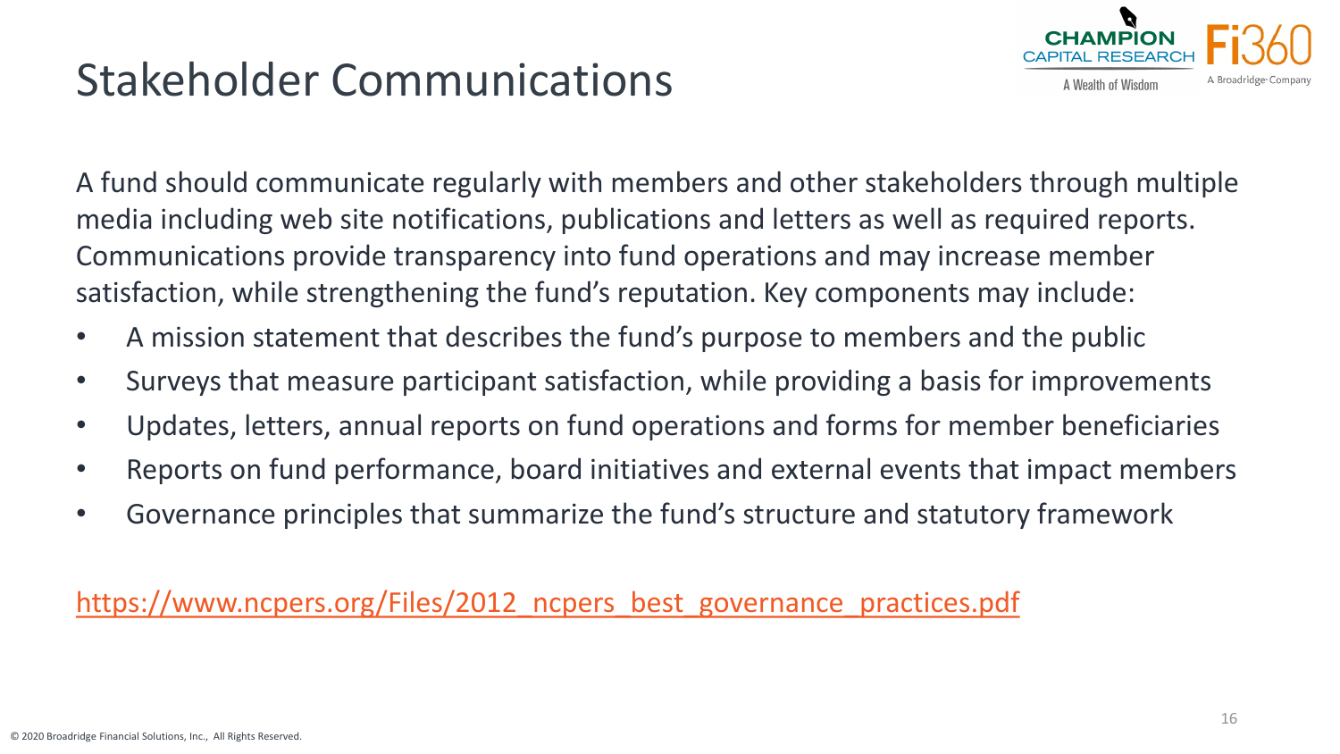# Stakeholder Communications

A fund should communicate regularly with members and other stakeholders through multiple media including web site notifications, publications and letters as well as required reports. Communications provide transparency into fund operations and may increase member satisfaction, while strengthening the fund's reputation. Key components may include:

- A mission statement that describes the fund's purpose to members and the public
- Surveys that measure participant satisfaction, while providing a basis for improvements
- Updates, letters, annual reports on fund operations and forms for member beneficiaries
- Reports on fund performance, board initiatives and external events that impact members
- Governance principles that summarize the fund's structure and statutory framework

https://www.ncpers.org/Files/2012_ncpers_best_governance_practices.pdf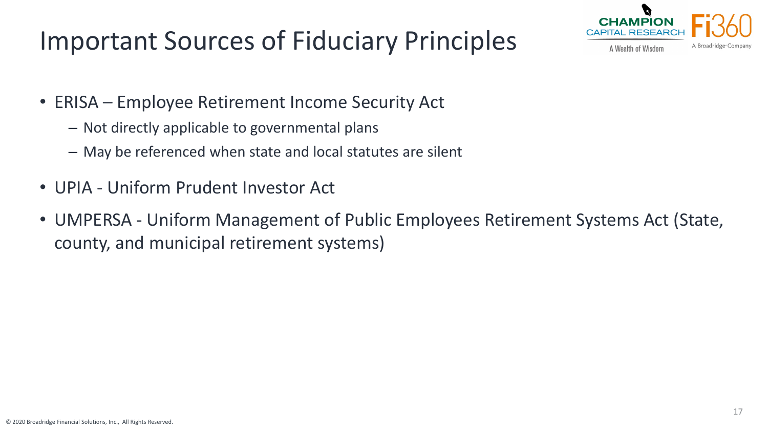# Important Sources of Fiduciary Principles

- ERISA – Employee Retirement Income Security Act
  - Not directly applicable to governmental plans
  - May be referenced when state and local statutes are silent
- UPIA - Uniform Prudent Investor Act
- UMPERSA - Uniform Management of Public Employees Retirement Systems Act (State, county, and municipal retirement systems)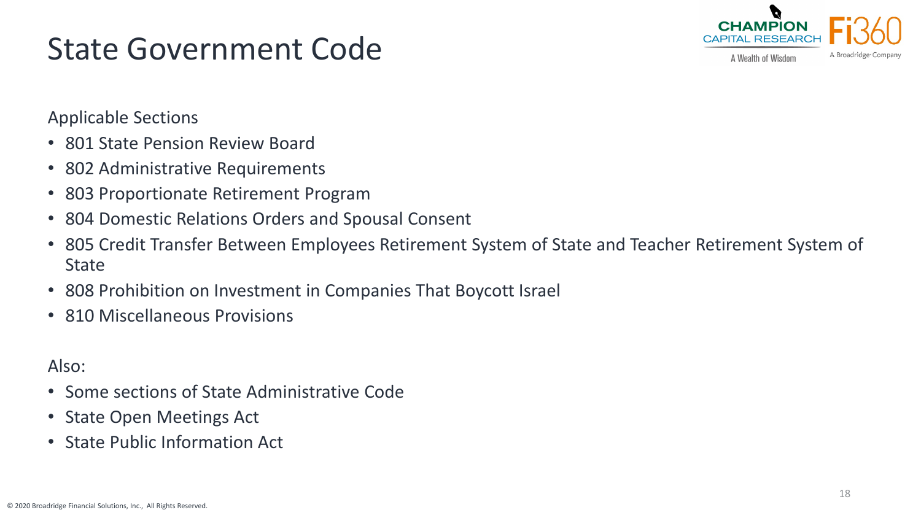# State Government Code

Applicable Sections

- 801 State Pension Review Board
- 802 Administrative Requirements
- 803 Proportionate Retirement Program
- 804 Domestic Relations Orders and Spousal Consent
- 805 Credit Transfer Between Employees Retirement System of State and Teacher Retirement System of State
- 808 Prohibition on Investment in Companies That Boycott Israel
- 810 Miscellaneous Provisions

Also:

- Some sections of State Administrative Code
- State Open Meetings Act
- State Public Information Act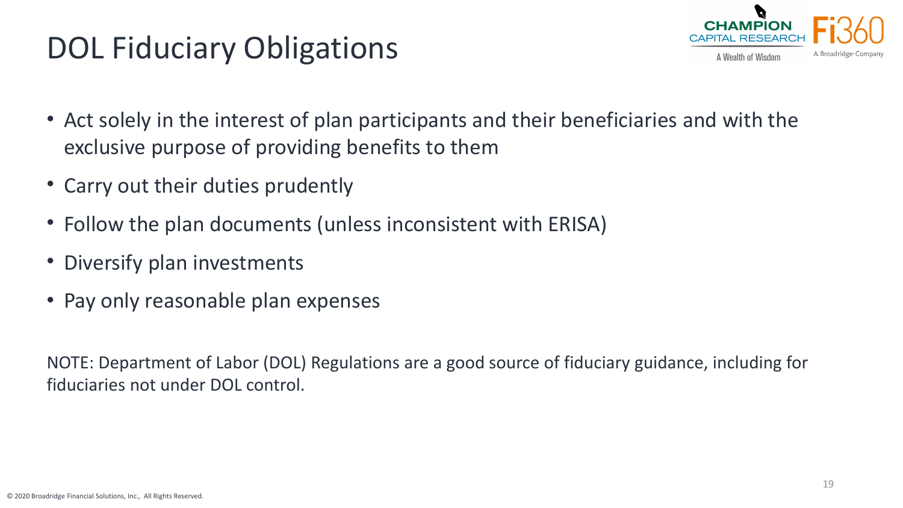# DOL Fiduciary Obligations

- Act solely in the interest of plan participants and their beneficiaries and with the exclusive purpose of providing benefits to them
- Carry out their duties prudently
- Follow the plan documents (unless inconsistent with ERISA)
- Diversify plan investments
- Pay only reasonable plan expenses

NOTE: Department of Labor (DOL) Regulations are a good source of fiduciary guidance, including for fiduciaries not under DOL control.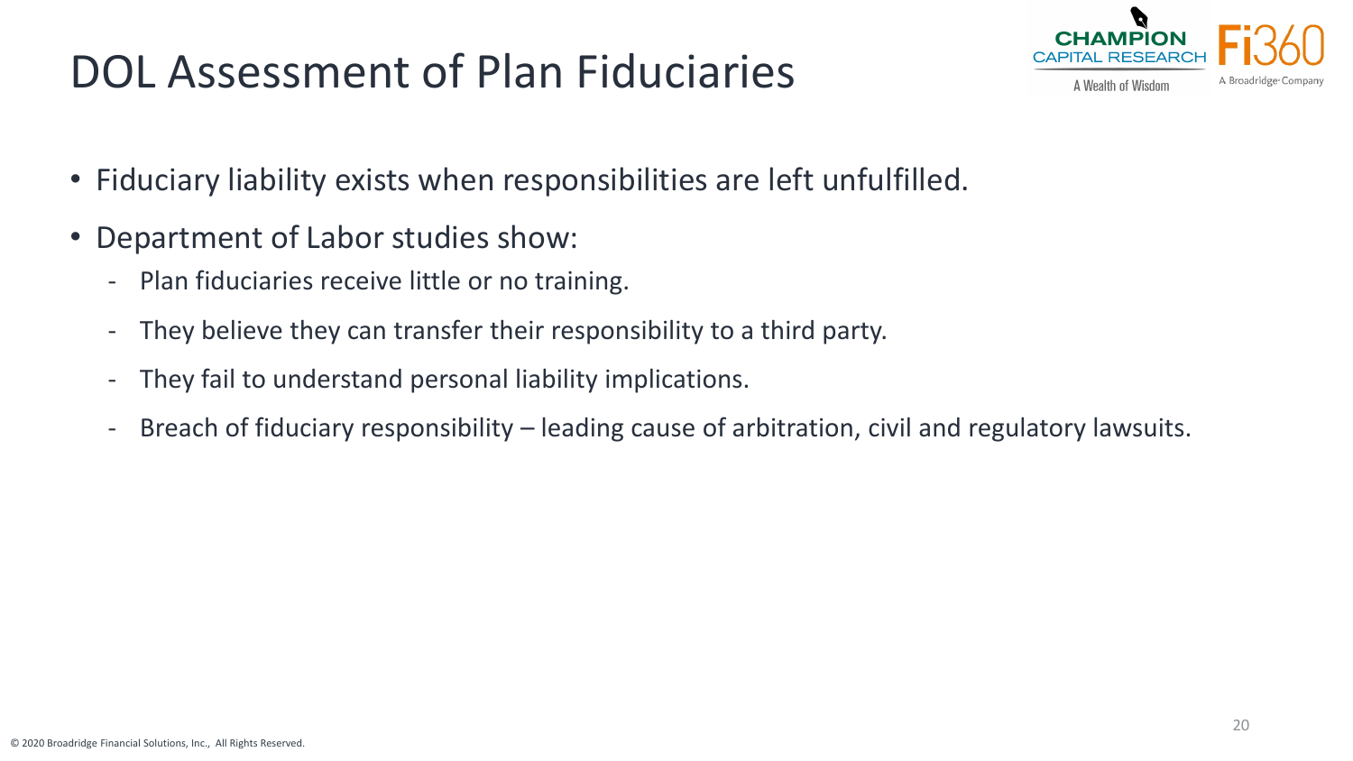# DOL Assessment of Plan Fiduciaries

- Fiduciary liability exists when responsibilities are left unfulfilled.
- Department of Labor studies show:
  - Plan fiduciaries receive little or no training.
  - They believe they can transfer their responsibility to a third party.
  - They fail to understand personal liability implications.
  - Breach of fiduciary responsibility – leading cause of arbitration, civil and regulatory lawsuits.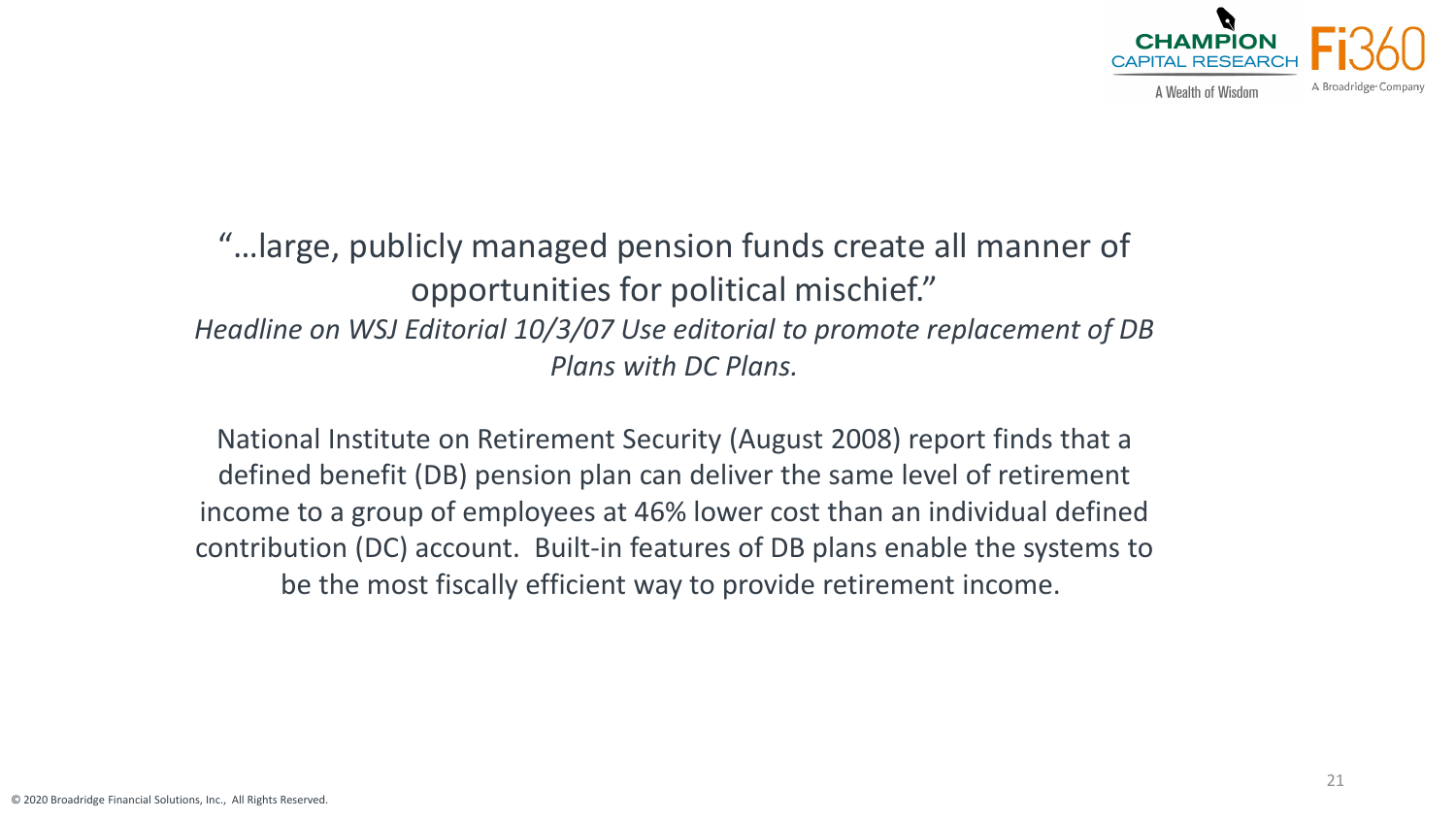"…large, publicly managed pension funds create all manner of opportunities for political mischief."

*Headline on WSJ Editorial 10/3/07 Use editorial to promote replacement of DB Plans with DC Plans.*

National Institute on Retirement Security (August 2008) report finds that a defined benefit (DB) pension plan can deliver the same level of retirement income to a group of employees at 46% lower cost than an individual defined contribution (DC) account. Built-in features of DB plans enable the systems to be the most fiscally efficient way to provide retirement income.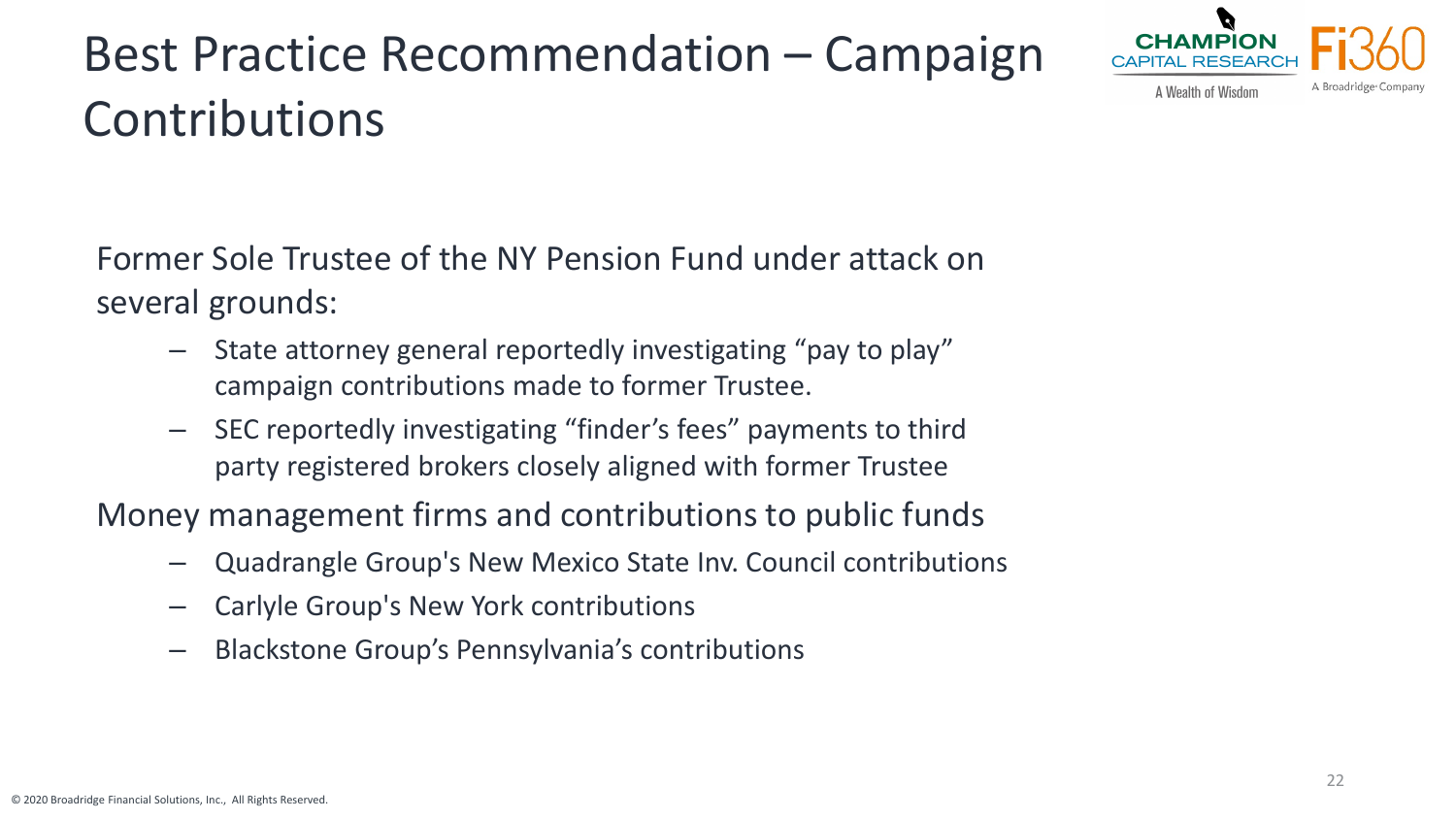# Best Practice Recommendation – Campaign Contributions

Former Sole Trustee of the NY Pension Fund under attack on several grounds:

- State attorney general reportedly investigating "pay to play" campaign contributions made to former Trustee.
- SEC reportedly investigating "finder's fees" payments to third party registered brokers closely aligned with former Trustee

Money management firms and contributions to public funds

- Quadrangle Group's New Mexico State Inv. Council contributions
- Carlyle Group's New York contributions
- Blackstone Group's Pennsylvania's contributions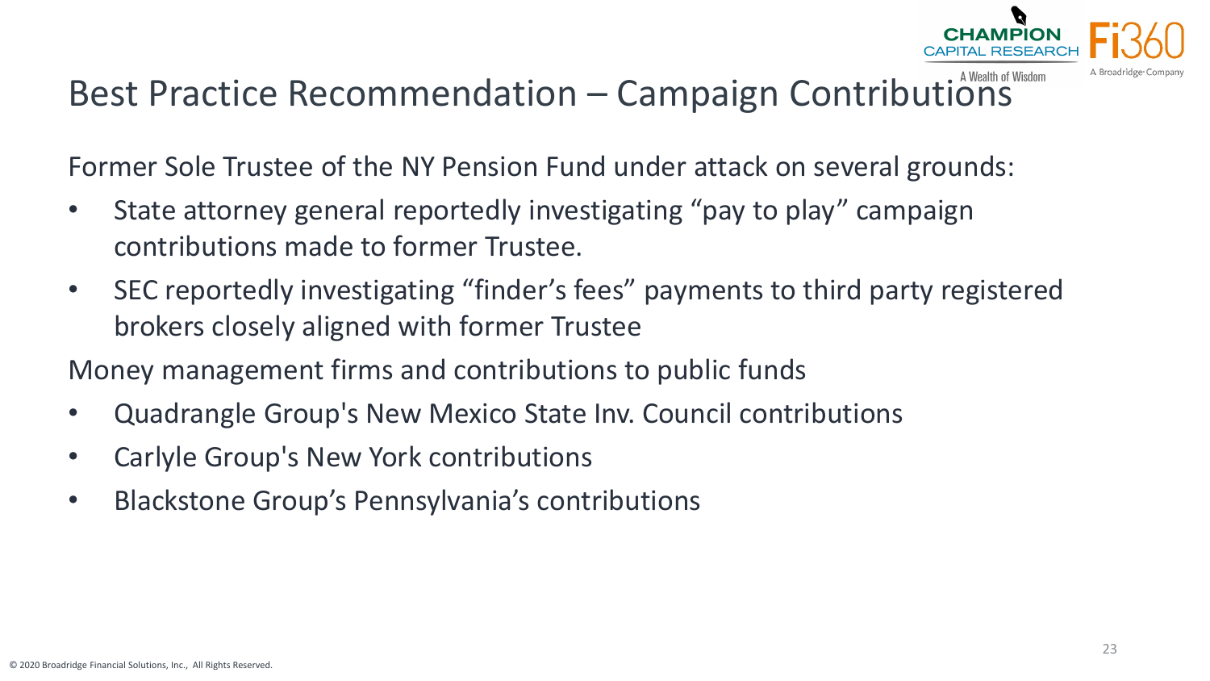# Best Practice Recommendation – Campaign Contributions

Former Sole Trustee of the NY Pension Fund under attack on several grounds:

- State attorney general reportedly investigating "pay to play" campaign contributions made to former Trustee.
- SEC reportedly investigating "finder's fees" payments to third party registered brokers closely aligned with former Trustee

Money management firms and contributions to public funds

- Quadrangle Group's New Mexico State Inv. Council contributions
- Carlyle Group's New York contributions
- Blackstone Group's Pennsylvania's contributions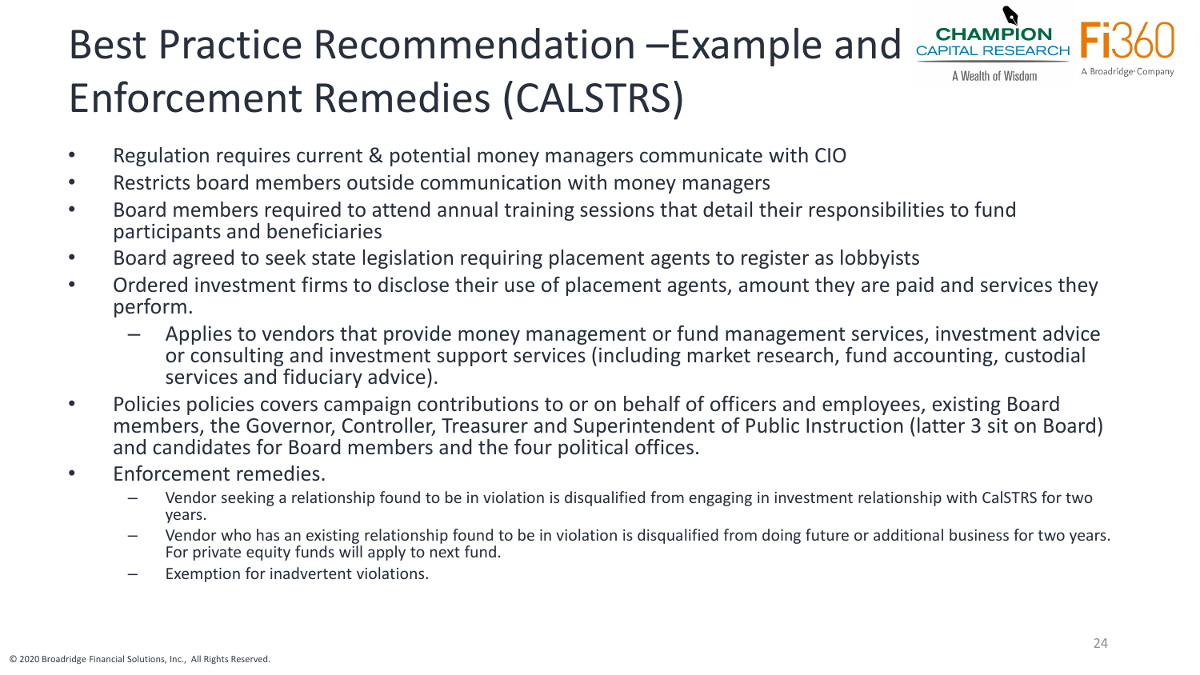# Best Practice Recommendation –Example and Enforcement Remedies (CALSTRS)

- Regulation requires current & potential money managers communicate with CIO
- Restricts board members outside communication with money managers
- Board members required to attend annual training sessions that detail their responsibilities to fund participants and beneficiaries
- Board agreed to seek state legislation requiring placement agents to register as lobbyists
- Ordered investment firms to disclose their use of placement agents, amount they are paid and services they perform.
  - Applies to vendors that provide money management or fund management services, investment advice or consulting and investment support services (including market research, fund accounting, custodial services and fiduciary advice).
- Policies policies covers campaign contributions to or on behalf of officers and employees, existing Board members, the Governor, Controller, Treasurer and Superintendent of Public Instruction (latter 3 sit on Board) and candidates for Board members and the four political offices.
- Enforcement remedies.
  - Vendor seeking a relationship found to be in violation is disqualified from engaging in investment relationship with CalSTRS for two years.
  - Vendor who has an existing relationship found to be in violation is disqualified from doing future or additional business for two years. For private equity funds will apply to next fund.
  - Exemption for inadvertent violations.

© 2020 Broadridge Financial Solutions, Inc., All Rights Reserved.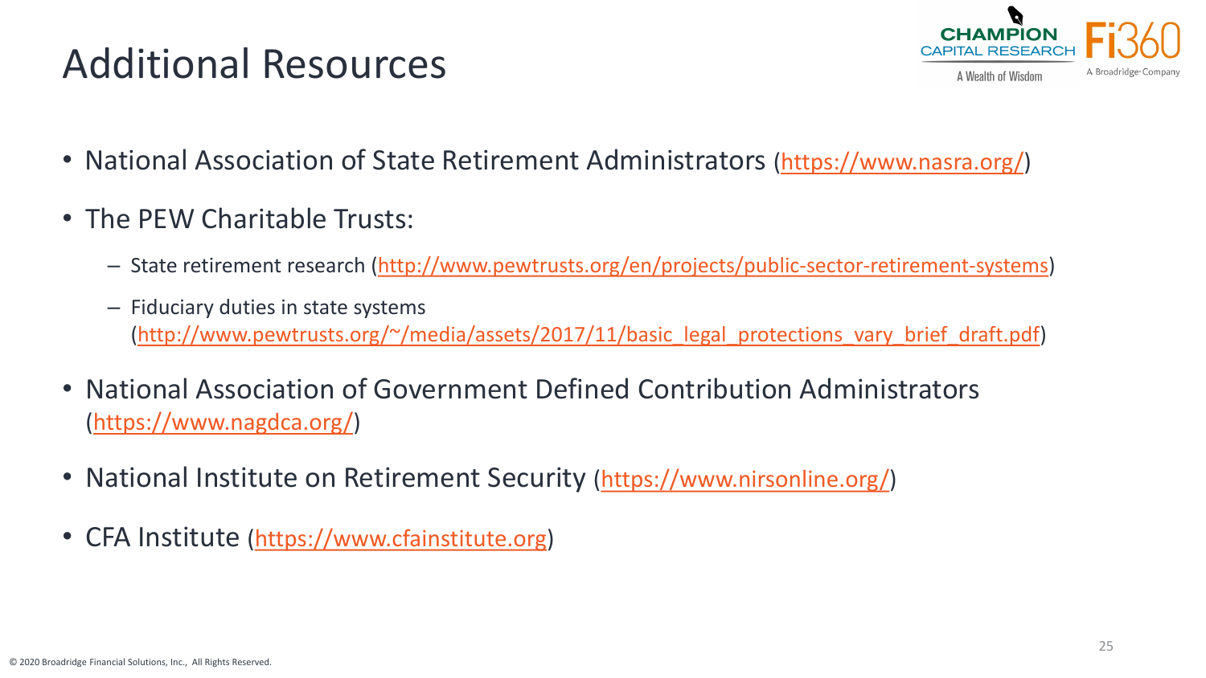# Additional Resources

- National Association of State Retirement Administrators (https://www.nasra.org/)
- The PEW Charitable Trusts:
  - State retirement research (http://www.pewtrusts.org/en/projects/public-sector-retirement-systems)
  - Fiduciary duties in state systems (http://www.pewtrusts.org/~/media/assets/2017/11/basic_legal_protections_vary_brief_draft.pdf)
- National Association of Government Defined Contribution Administrators (https://www.nagdca.org/)
- National Institute on Retirement Security (https://www.nirsonline.org/)
- CFA Institute (https://www.cfainstitute.org)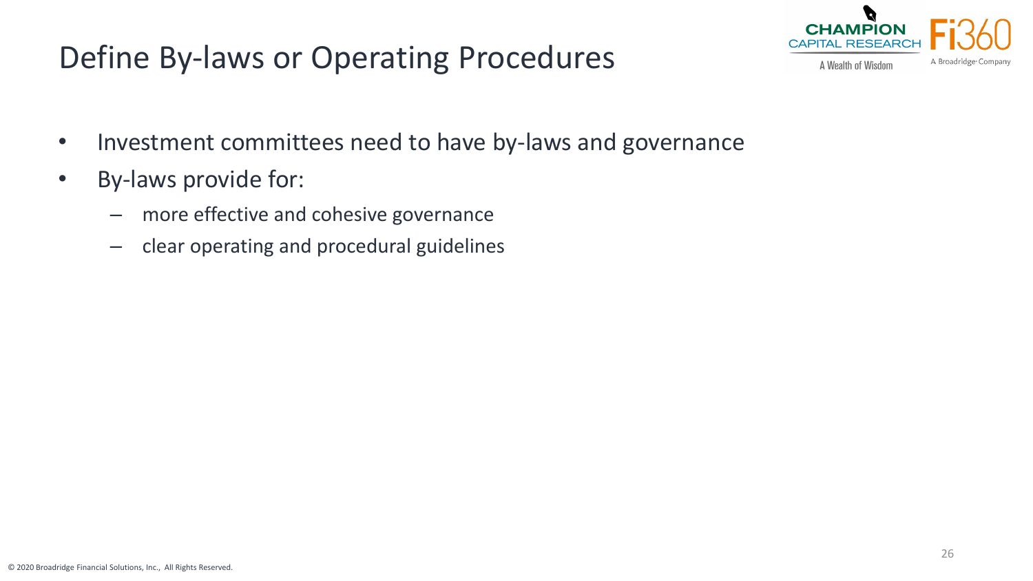# Define By-laws or Operating Procedures

- Investment committees need to have by-laws and governance
- By-laws provide for:
  - more effective and cohesive governance
  - clear operating and procedural guidelines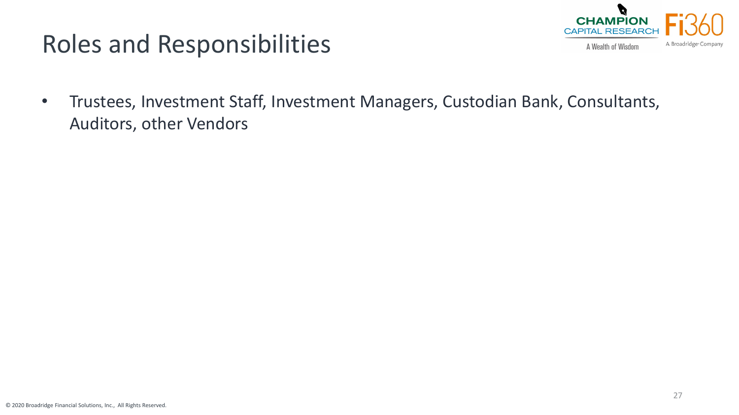# Roles and Responsibilities

- Trustees, Investment Staff, Investment Managers, Custodian Bank, Consultants, Auditors, other Vendors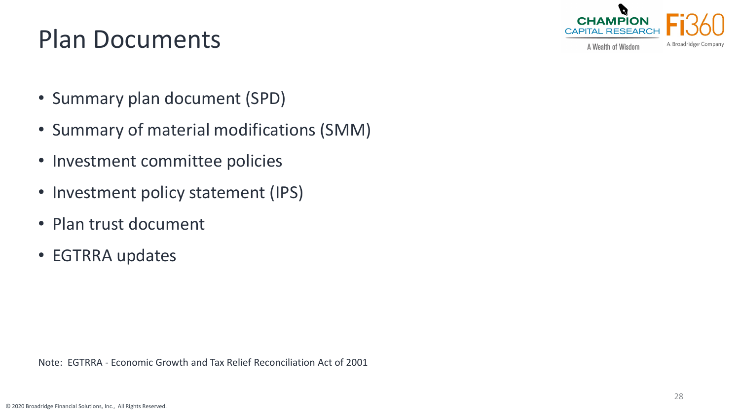# Plan Documents

- Summary plan document (SPD)
- Summary of material modifications (SMM)
- Investment committee policies
- Investment policy statement (IPS)
- Plan trust document
- EGTRRA updates

Note: EGTRRA - Economic Growth and Tax Relief Reconciliation Act of 2001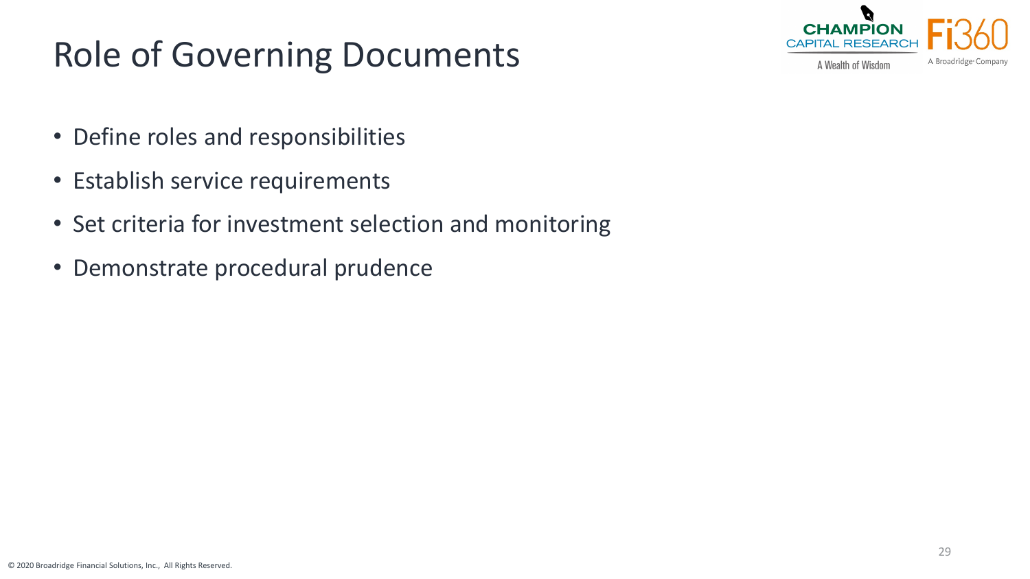# Role of Governing Documents

- Define roles and responsibilities
- Establish service requirements
- Set criteria for investment selection and monitoring
- Demonstrate procedural prudence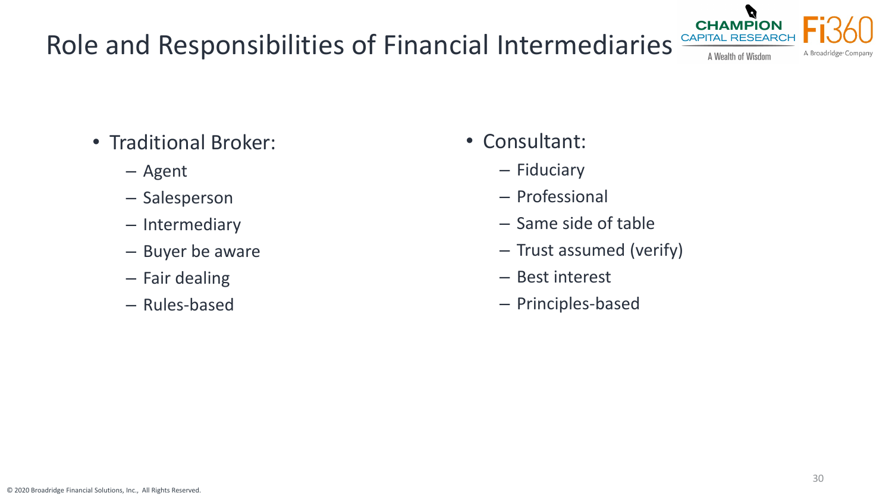# Role and Responsibilities of Financial Intermediaries

- Traditional Broker:
  - Agent
  - Salesperson
  - Intermediary
  - Buyer be aware
  - Fair dealing
  - Rules-based

- Consultant:
  - Fiduciary
  - Professional
  - Same side of table
  - Trust assumed (verify)
  - Best interest
  - Principles-based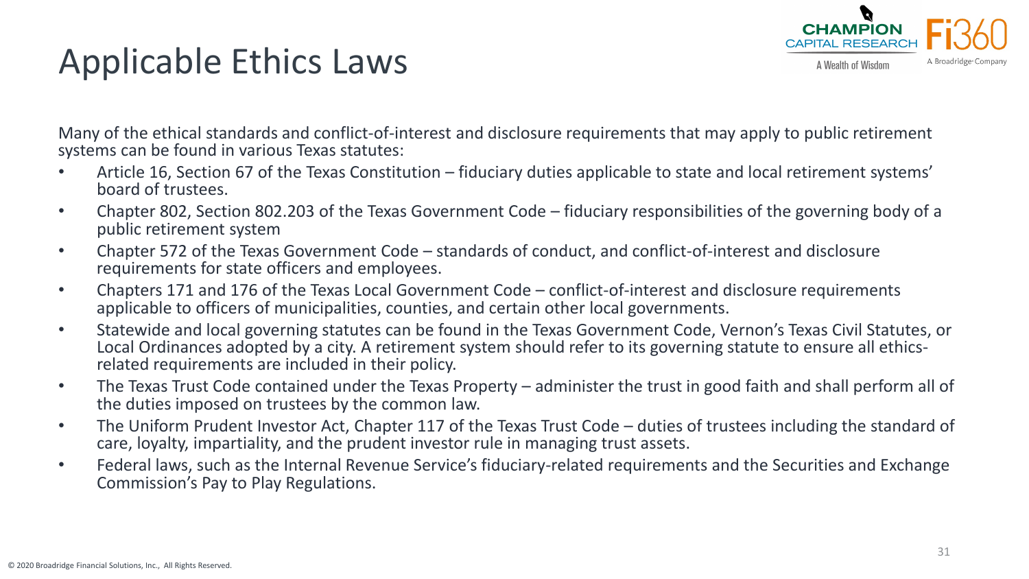# Applicable Ethics Laws

Many of the ethical standards and conflict-of-interest and disclosure requirements that may apply to public retirement systems can be found in various Texas statutes:

- Article 16, Section 67 of the Texas Constitution – fiduciary duties applicable to state and local retirement systems' board of trustees.
- Chapter 802, Section 802.203 of the Texas Government Code – fiduciary responsibilities of the governing body of a public retirement system
- Chapter 572 of the Texas Government Code – standards of conduct, and conflict-of-interest and disclosure requirements for state officers and employees.
- Chapters 171 and 176 of the Texas Local Government Code – conflict-of-interest and disclosure requirements applicable to officers of municipalities, counties, and certain other local governments.
- Statewide and local governing statutes can be found in the Texas Government Code, Vernon's Texas Civil Statutes, or Local Ordinances adopted by a city. A retirement system should refer to its governing statute to ensure all ethics-related requirements are included in their policy.
- The Texas Trust Code contained under the Texas Property – administer the trust in good faith and shall perform all of the duties imposed on trustees by the common law.
- The Uniform Prudent Investor Act, Chapter 117 of the Texas Trust Code – duties of trustees including the standard of care, loyalty, impartiality, and the prudent investor rule in managing trust assets.
- Federal laws, such as the Internal Revenue Service's fiduciary-related requirements and the Securities and Exchange Commission's Pay to Play Regulations.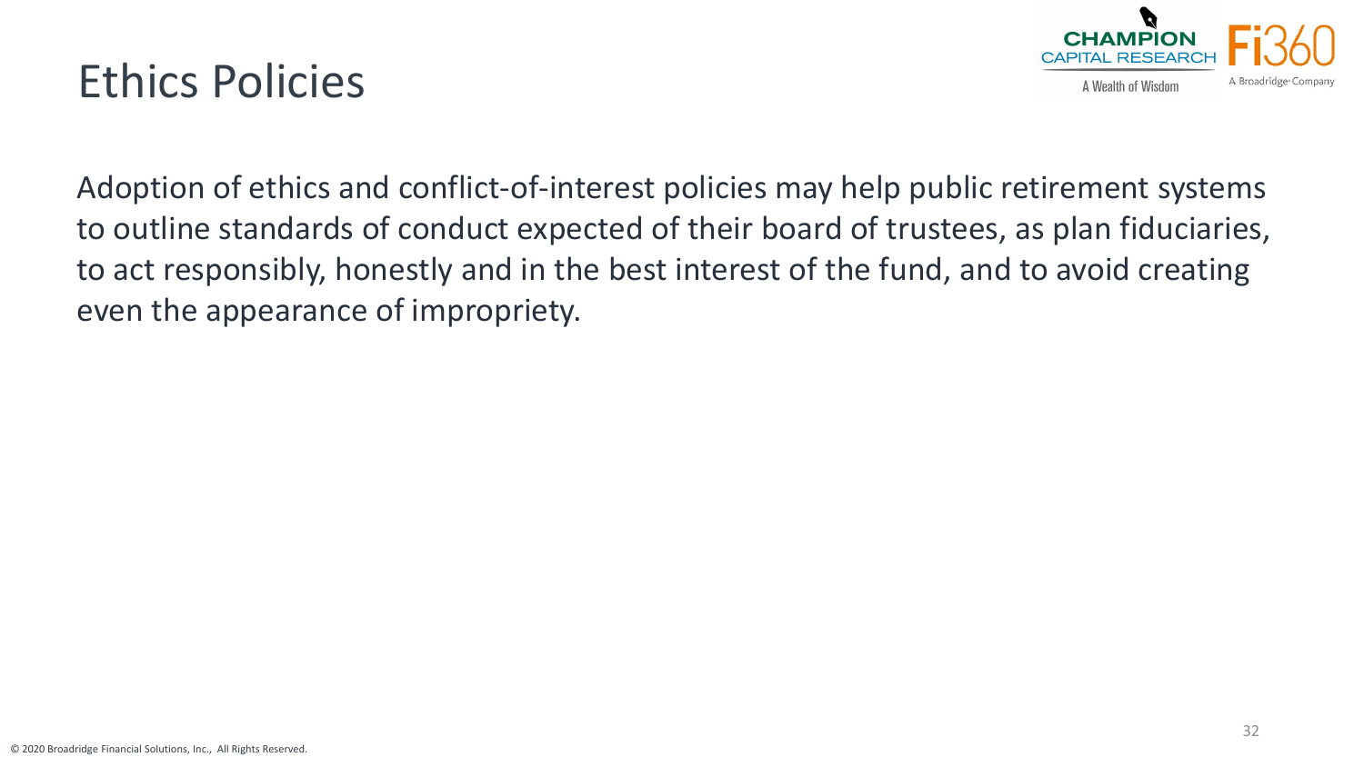# Ethics Policies

Adoption of ethics and conflict-of-interest policies may help public retirement systems to outline standards of conduct expected of their board of trustees, as plan fiduciaries, to act responsibly, honestly and in the best interest of the fund, and to avoid creating even the appearance of impropriety.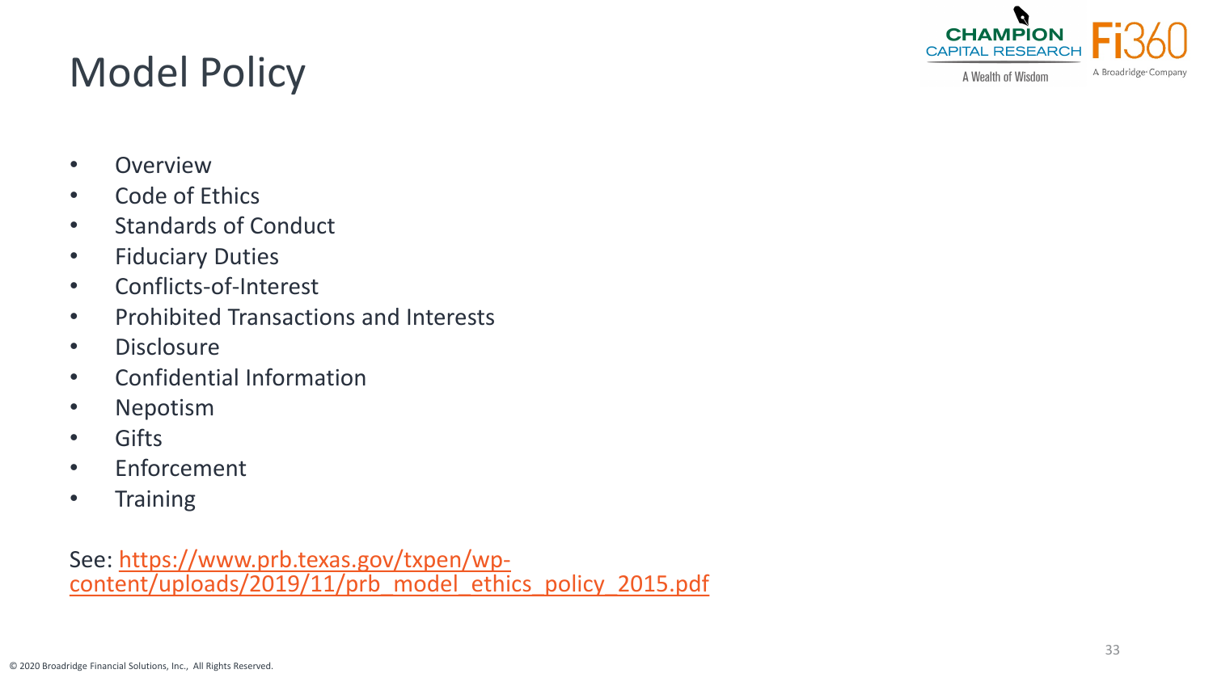# Model Policy

- Overview
- Code of Ethics
- Standards of Conduct
- Fiduciary Duties
- Conflicts-of-Interest
- Prohibited Transactions and Interests
- Disclosure
- Confidential Information
- Nepotism
- Gifts
- Enforcement
- Training

See: https://www.prb.texas.gov/txpen/wp-content/uploads/2019/11/prb_model_ethics_policy_2015.pdf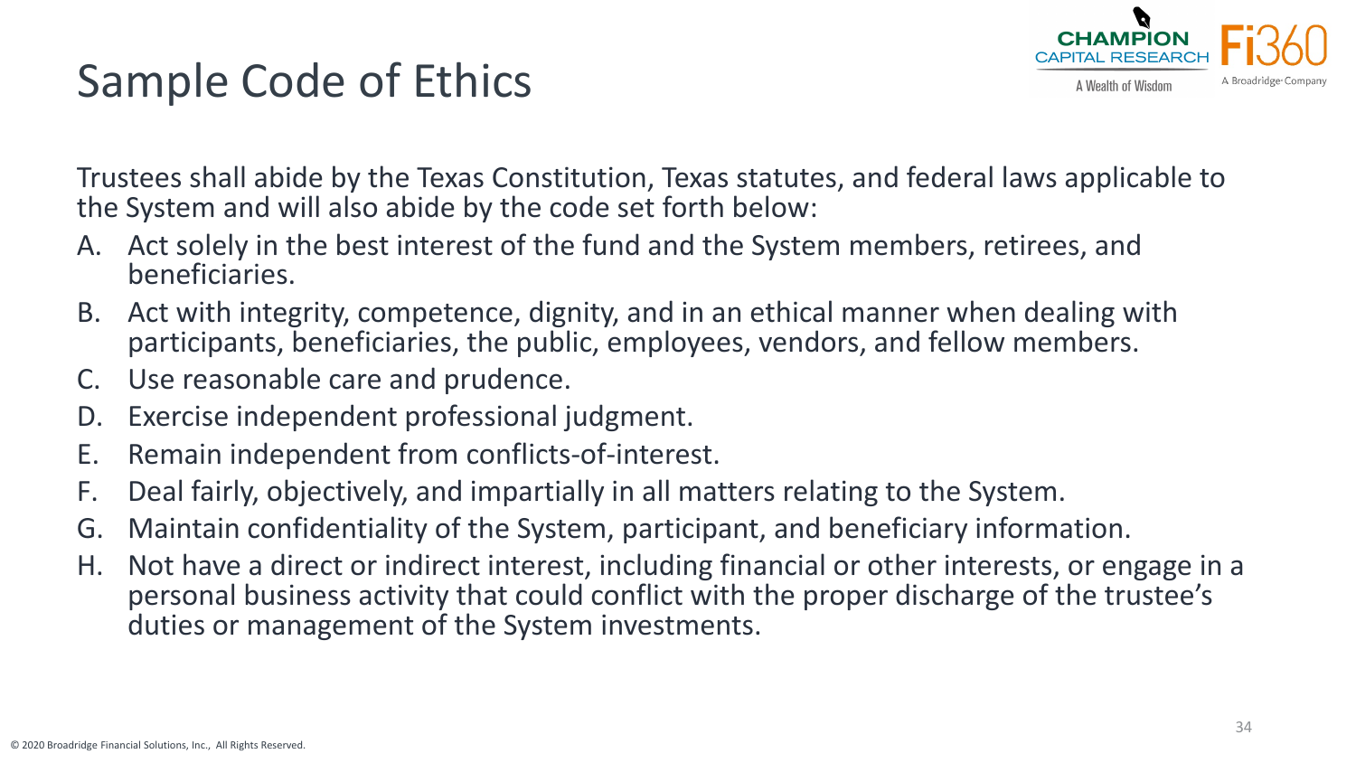# Sample Code of Ethics

Trustees shall abide by the Texas Constitution, Texas statutes, and federal laws applicable to the System and will also abide by the code set forth below:

A. Act solely in the best interest of the fund and the System members, retirees, and beneficiaries.
B. Act with integrity, competence, dignity, and in an ethical manner when dealing with participants, beneficiaries, the public, employees, vendors, and fellow members.
C. Use reasonable care and prudence.
D. Exercise independent professional judgment.
E. Remain independent from conflicts-of-interest.
F. Deal fairly, objectively, and impartially in all matters relating to the System.
G. Maintain confidentiality of the System, participant, and beneficiary information.
H. Not have a direct or indirect interest, including financial or other interests, or engage in a personal business activity that could conflict with the proper discharge of the trustee's duties or management of the System investments.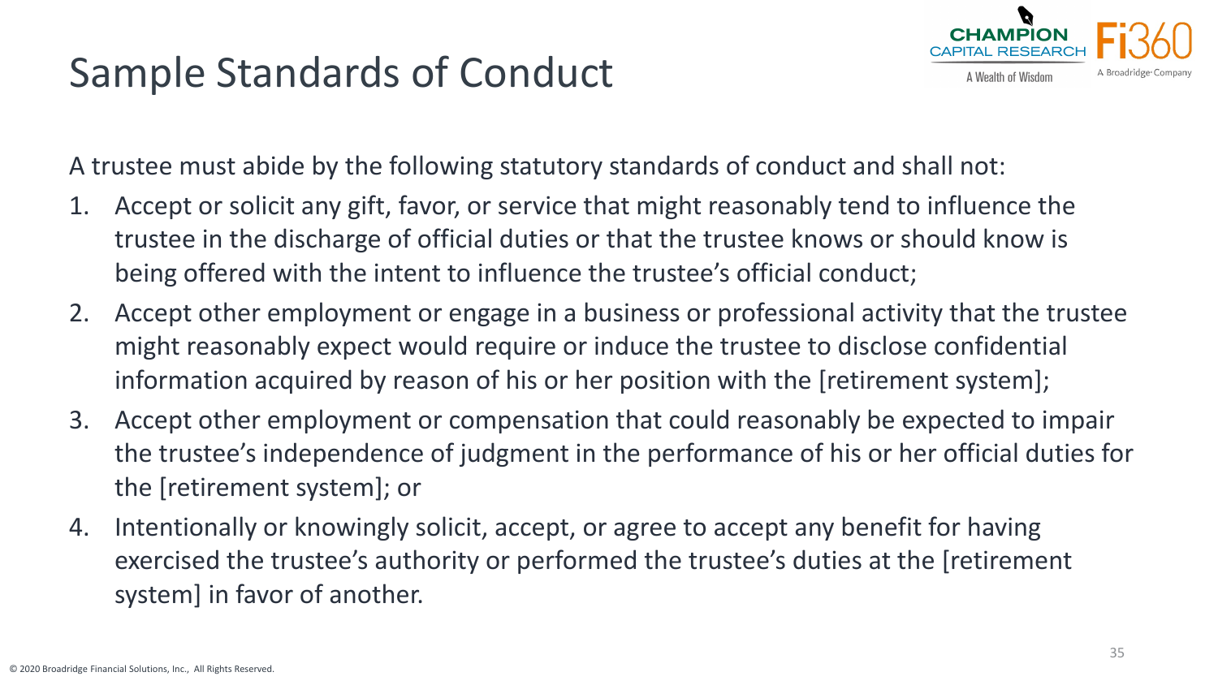# Sample Standards of Conduct

A trustee must abide by the following statutory standards of conduct and shall not:

1. Accept or solicit any gift, favor, or service that might reasonably tend to influence the trustee in the discharge of official duties or that the trustee knows or should know is being offered with the intent to influence the trustee's official conduct;
2. Accept other employment or engage in a business or professional activity that the trustee might reasonably expect would require or induce the trustee to disclose confidential information acquired by reason of his or her position with the [retirement system];
3. Accept other employment or compensation that could reasonably be expected to impair the trustee's independence of judgment in the performance of his or her official duties for the [retirement system]; or
4. Intentionally or knowingly solicit, accept, or agree to accept any benefit for having exercised the trustee's authority or performed the trustee's duties at the [retirement system] in favor of another.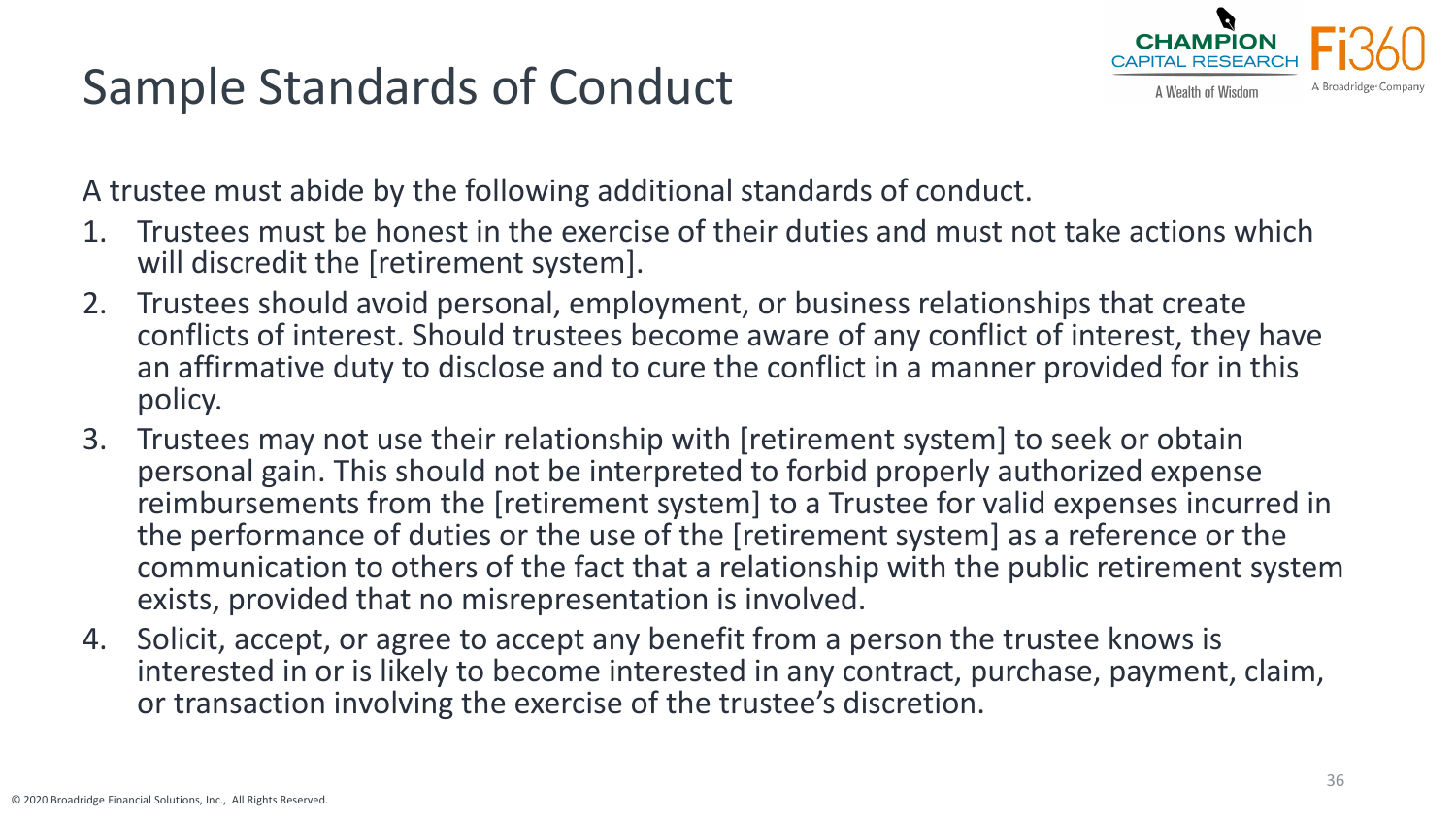# Sample Standards of Conduct

A trustee must abide by the following additional standards of conduct.

1. Trustees must be honest in the exercise of their duties and must not take actions which will discredit the [retirement system].
2. Trustees should avoid personal, employment, or business relationships that create conflicts of interest. Should trustees become aware of any conflict of interest, they have an affirmative duty to disclose and to cure the conflict in a manner provided for in this policy.
3. Trustees may not use their relationship with [retirement system] to seek or obtain personal gain. This should not be interpreted to forbid properly authorized expense reimbursements from the [retirement system] to a Trustee for valid expenses incurred in the performance of duties or the use of the [retirement system] as a reference or the communication to others of the fact that a relationship with the public retirement system exists, provided that no misrepresentation is involved.
4. Solicit, accept, or agree to accept any benefit from a person the trustee knows is interested in or is likely to become interested in any contract, purchase, payment, claim, or transaction involving the exercise of the trustee's discretion.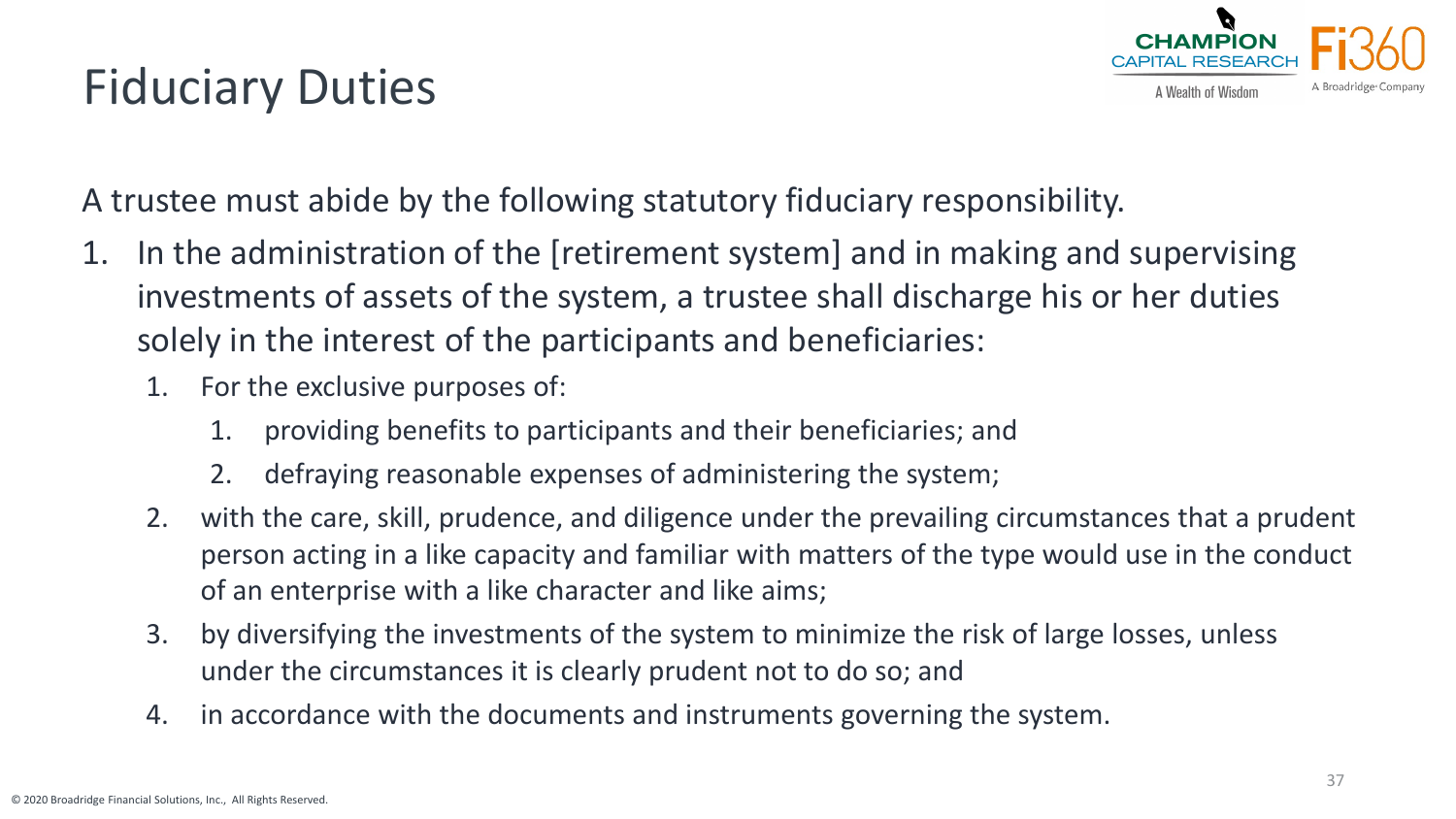# Fiduciary Duties

A trustee must abide by the following statutory fiduciary responsibility.

1. In the administration of the [retirement system] and in making and supervising investments of assets of the system, a trustee shall discharge his or her duties solely in the interest of the participants and beneficiaries:
   1. For the exclusive purposes of:
      1. providing benefits to participants and their beneficiaries; and
      2. defraying reasonable expenses of administering the system;
   2. with the care, skill, prudence, and diligence under the prevailing circumstances that a prudent person acting in a like capacity and familiar with matters of the type would use in the conduct of an enterprise with a like character and like aims;
   3. by diversifying the investments of the system to minimize the risk of large losses, unless under the circumstances it is clearly prudent not to do so; and
   4. in accordance with the documents and instruments governing the system.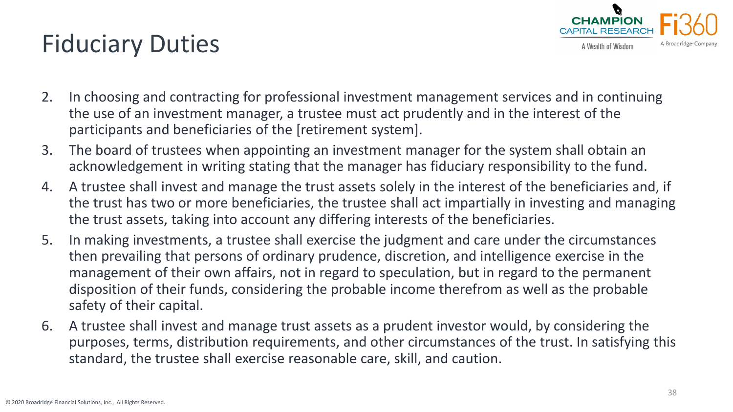# Fiduciary Duties

2. In choosing and contracting for professional investment management services and in continuing the use of an investment manager, a trustee must act prudently and in the interest of the participants and beneficiaries of the [retirement system].
3. The board of trustees when appointing an investment manager for the system shall obtain an acknowledgement in writing stating that the manager has fiduciary responsibility to the fund.
4. A trustee shall invest and manage the trust assets solely in the interest of the beneficiaries and, if the trust has two or more beneficiaries, the trustee shall act impartially in investing and managing the trust assets, taking into account any differing interests of the beneficiaries.
5. In making investments, a trustee shall exercise the judgment and care under the circumstances then prevailing that persons of ordinary prudence, discretion, and intelligence exercise in the management of their own affairs, not in regard to speculation, but in regard to the permanent disposition of their funds, considering the probable income therefrom as well as the probable safety of their capital.
6. A trustee shall invest and manage trust assets as a prudent investor would, by considering the purposes, terms, distribution requirements, and other circumstances of the trust. In satisfying this standard, the trustee shall exercise reasonable care, skill, and caution.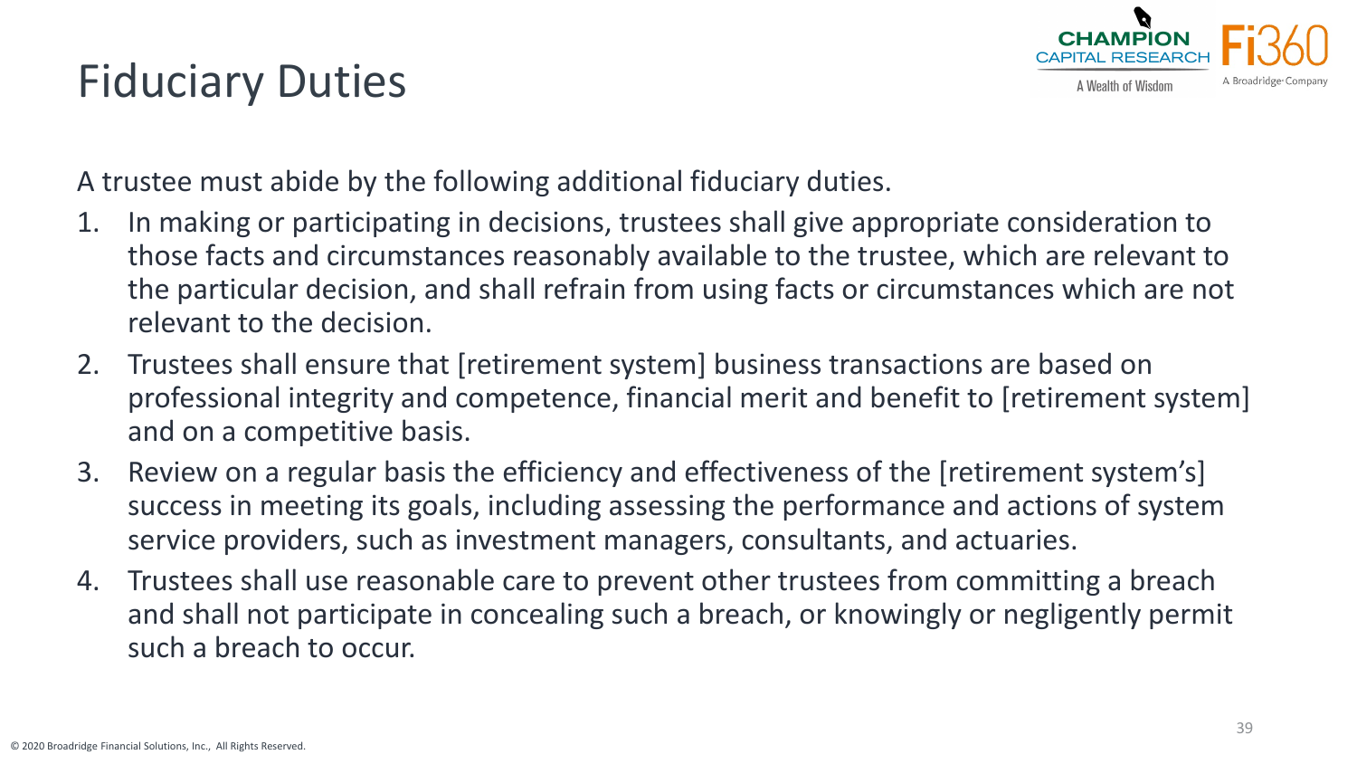# Fiduciary Duties

A trustee must abide by the following additional fiduciary duties.

1. In making or participating in decisions, trustees shall give appropriate consideration to those facts and circumstances reasonably available to the trustee, which are relevant to the particular decision, and shall refrain from using facts or circumstances which are not relevant to the decision.
2. Trustees shall ensure that [retirement system] business transactions are based on professional integrity and competence, financial merit and benefit to [retirement system] and on a competitive basis.
3. Review on a regular basis the efficiency and effectiveness of the [retirement system's] success in meeting its goals, including assessing the performance and actions of system service providers, such as investment managers, consultants, and actuaries.
4. Trustees shall use reasonable care to prevent other trustees from committing a breach and shall not participate in concealing such a breach, or knowingly or negligently permit such a breach to occur.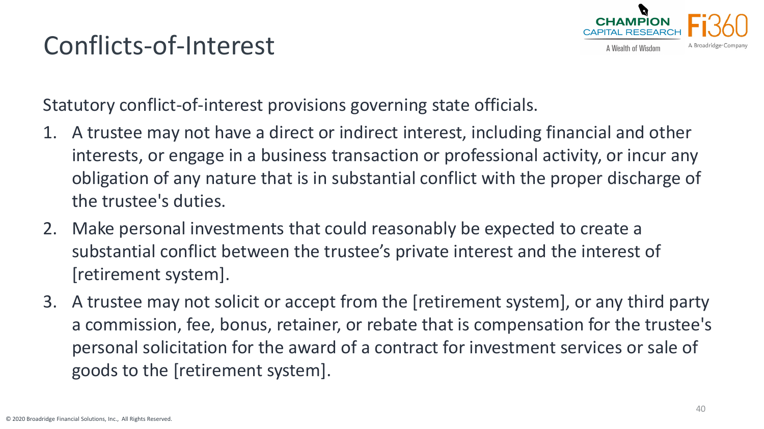# Conflicts-of-Interest

Statutory conflict-of-interest provisions governing state officials.

1. A trustee may not have a direct or indirect interest, including financial and other interests, or engage in a business transaction or professional activity, or incur any obligation of any nature that is in substantial conflict with the proper discharge of the trustee's duties.
2. Make personal investments that could reasonably be expected to create a substantial conflict between the trustee's private interest and the interest of [retirement system].
3. A trustee may not solicit or accept from the [retirement system], or any third party a commission, fee, bonus, retainer, or rebate that is compensation for the trustee's personal solicitation for the award of a contract for investment services or sale of goods to the [retirement system].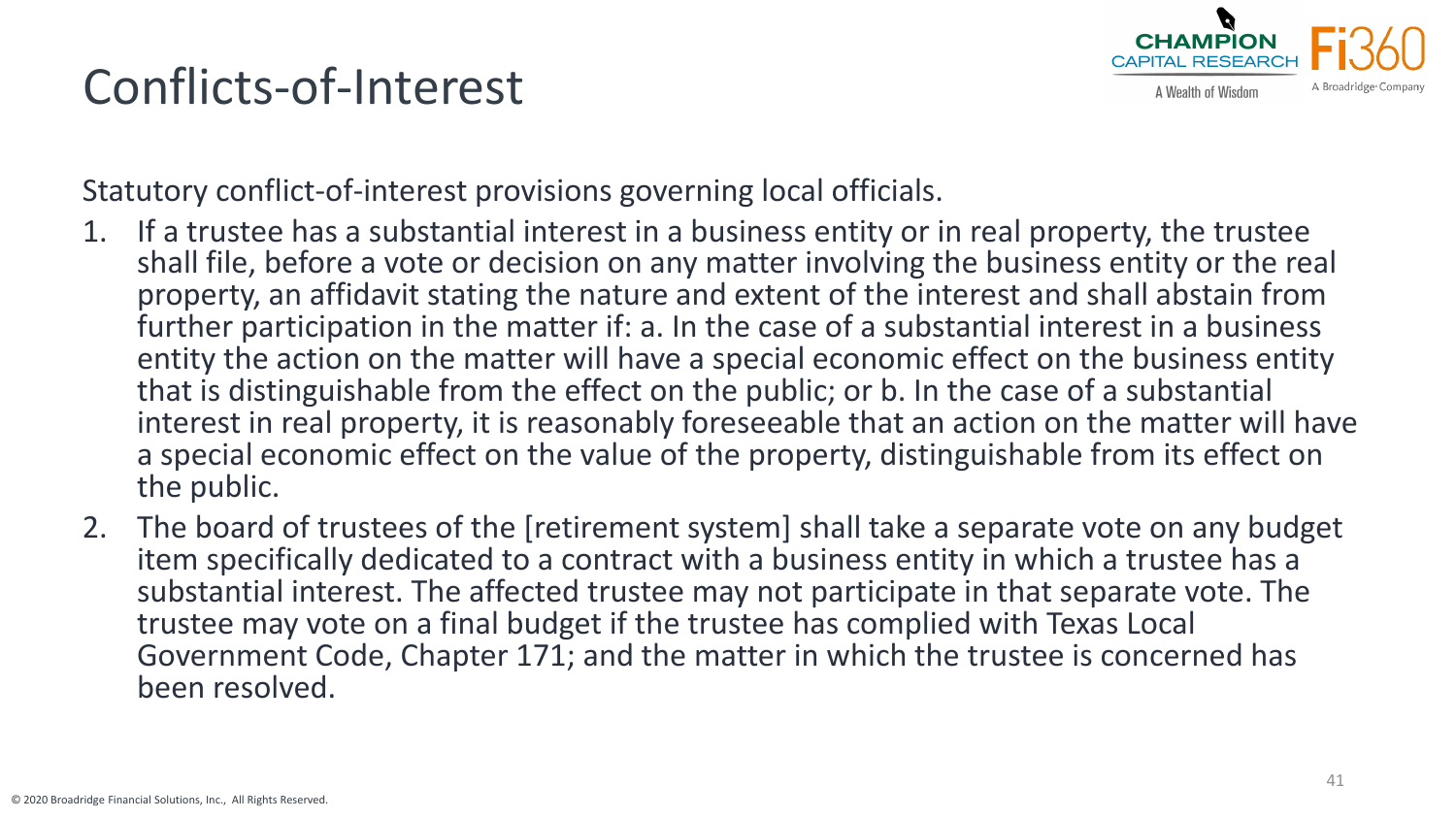# Conflicts-of-Interest

Statutory conflict-of-interest provisions governing local officials.

1. If a trustee has a substantial interest in a business entity or in real property, the trustee shall file, before a vote or decision on any matter involving the business entity or the real property, an affidavit stating the nature and extent of the interest and shall abstain from further participation in the matter if: a. In the case of a substantial interest in a business entity the action on the matter will have a special economic effect on the business entity that is distinguishable from the effect on the public; or b. In the case of a substantial interest in real property, it is reasonably foreseeable that an action on the matter will have a special economic effect on the value of the property, distinguishable from its effect on the public.
2. The board of trustees of the [retirement system] shall take a separate vote on any budget item specifically dedicated to a contract with a business entity in which a trustee has a substantial interest. The affected trustee may not participate in that separate vote. The trustee may vote on a final budget if the trustee has complied with Texas Local Government Code, Chapter 171; and the matter in which the trustee is concerned has been resolved.

© 2020 Broadridge Financial Solutions, Inc., All Rights Reserved.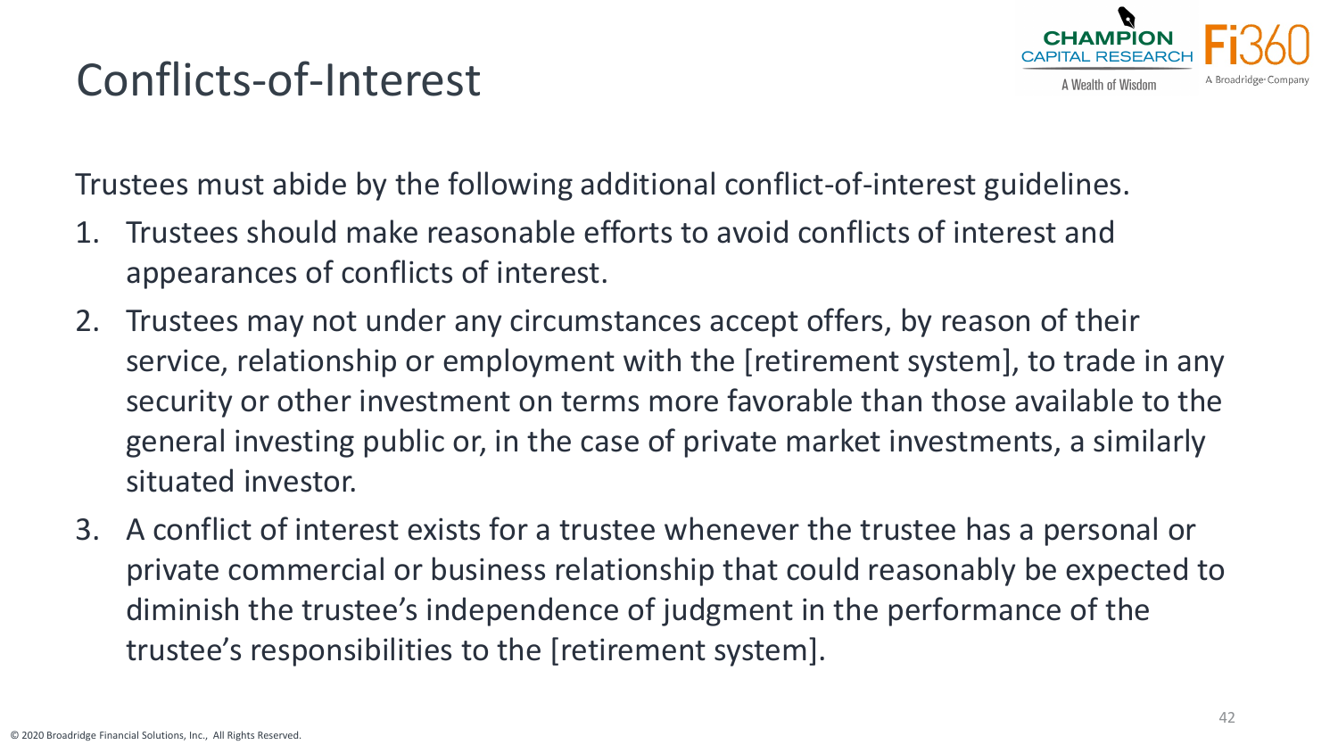# Conflicts-of-Interest

Trustees must abide by the following additional conflict-of-interest guidelines.

1. Trustees should make reasonable efforts to avoid conflicts of interest and appearances of conflicts of interest.
2. Trustees may not under any circumstances accept offers, by reason of their service, relationship or employment with the [retirement system], to trade in any security or other investment on terms more favorable than those available to the general investing public or, in the case of private market investments, a similarly situated investor.
3. A conflict of interest exists for a trustee whenever the trustee has a personal or private commercial or business relationship that could reasonably be expected to diminish the trustee's independence of judgment in the performance of the trustee's responsibilities to the [retirement system].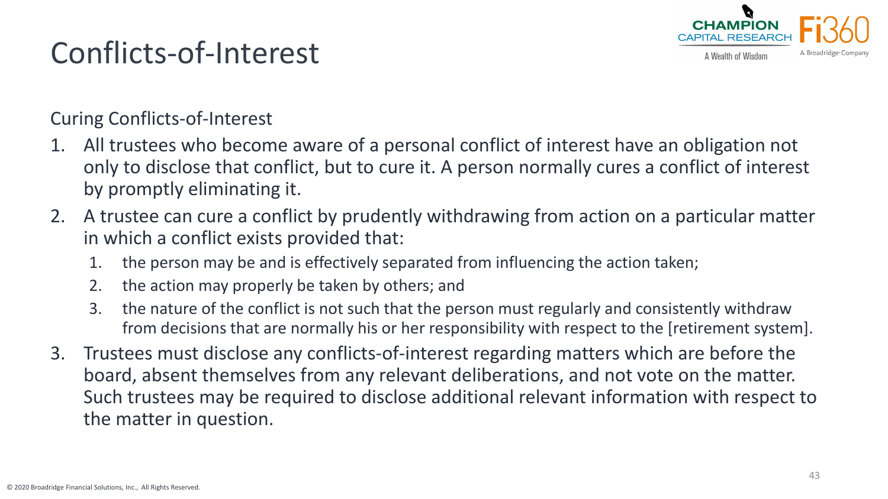# Conflicts-of-Interest

Curing Conflicts-of-Interest

1. All trustees who become aware of a personal conflict of interest have an obligation not only to disclose that conflict, but to cure it. A person normally cures a conflict of interest by promptly eliminating it.
2. A trustee can cure a conflict by prudently withdrawing from action on a particular matter in which a conflict exists provided that:
   1. the person may be and is effectively separated from influencing the action taken;
   2. the action may properly be taken by others; and
   3. the nature of the conflict is not such that the person must regularly and consistently withdraw from decisions that are normally his or her responsibility with respect to the [retirement system].
3. Trustees must disclose any conflicts-of-interest regarding matters which are before the board, absent themselves from any relevant deliberations, and not vote on the matter. Such trustees may be required to disclose additional relevant information with respect to the matter in question.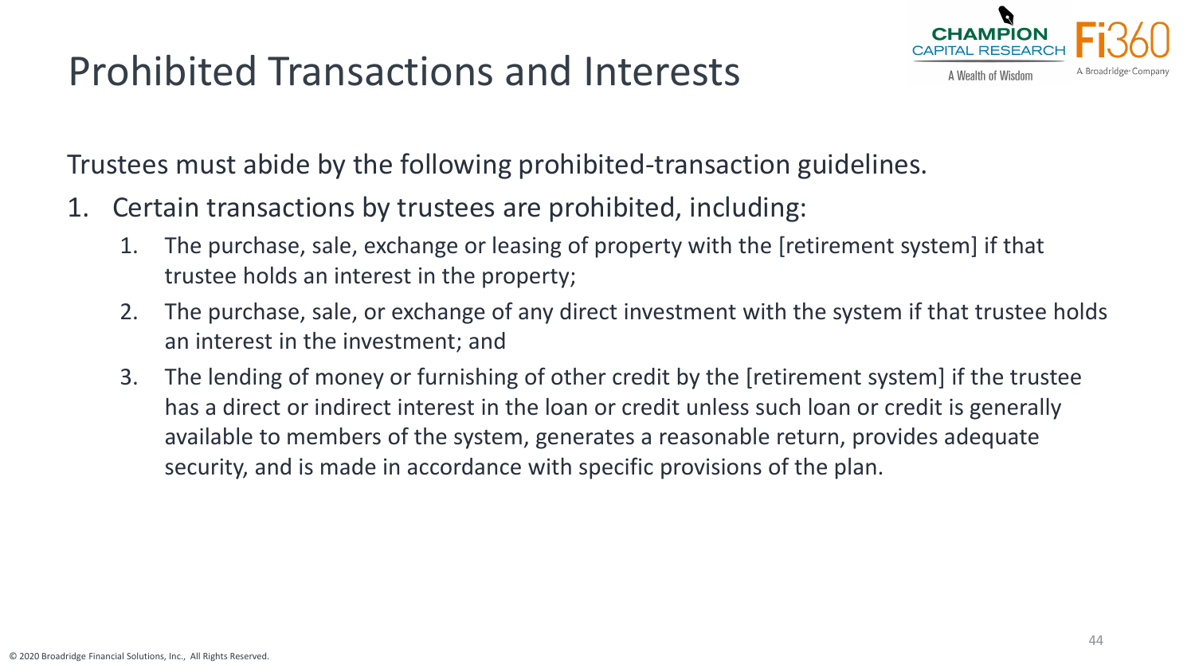# Prohibited Transactions and Interests

Trustees must abide by the following prohibited-transaction guidelines.

1. Certain transactions by trustees are prohibited, including:
   1. The purchase, sale, exchange or leasing of property with the [retirement system] if that trustee holds an interest in the property;
   2. The purchase, sale, or exchange of any direct investment with the system if that trustee holds an interest in the investment; and
   3. The lending of money or furnishing of other credit by the [retirement system] if the trustee has a direct or indirect interest in the loan or credit unless such loan or credit is generally available to members of the system, generates a reasonable return, provides adequate security, and is made in accordance with specific provisions of the plan.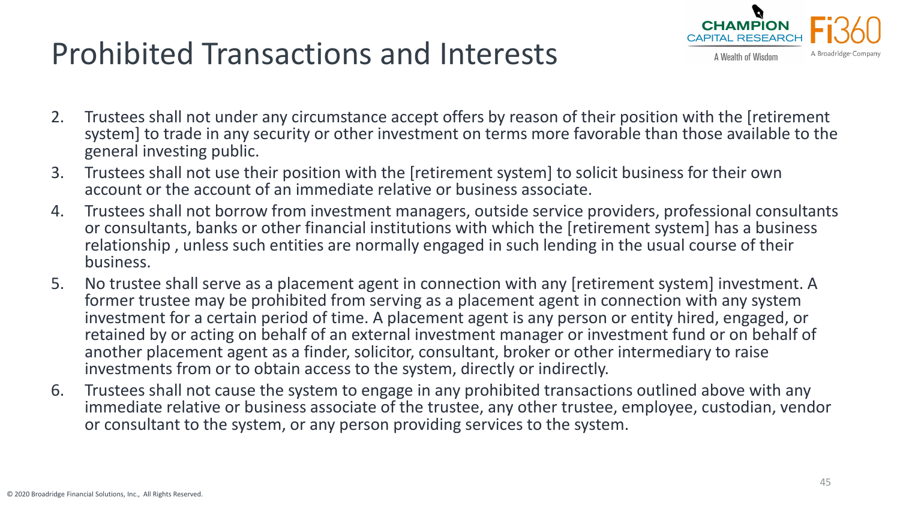# Prohibited Transactions and Interests

2. Trustees shall not under any circumstance accept offers by reason of their position with the [retirement system] to trade in any security or other investment on terms more favorable than those available to the general investing public.
3. Trustees shall not use their position with the [retirement system] to solicit business for their own account or the account of an immediate relative or business associate.
4. Trustees shall not borrow from investment managers, outside service providers, professional consultants or consultants, banks or other financial institutions with which the [retirement system] has a business relationship , unless such entities are normally engaged in such lending in the usual course of their business.
5. No trustee shall serve as a placement agent in connection with any [retirement system] investment. A former trustee may be prohibited from serving as a placement agent in connection with any system investment for a certain period of time. A placement agent is any person or entity hired, engaged, or retained by or acting on behalf of an external investment manager or investment fund or on behalf of another placement agent as a finder, solicitor, consultant, broker or other intermediary to raise investments from or to obtain access to the system, directly or indirectly.
6. Trustees shall not cause the system to engage in any prohibited transactions outlined above with any immediate relative or business associate of the trustee, any other trustee, employee, custodian, vendor or consultant to the system, or any person providing services to the system.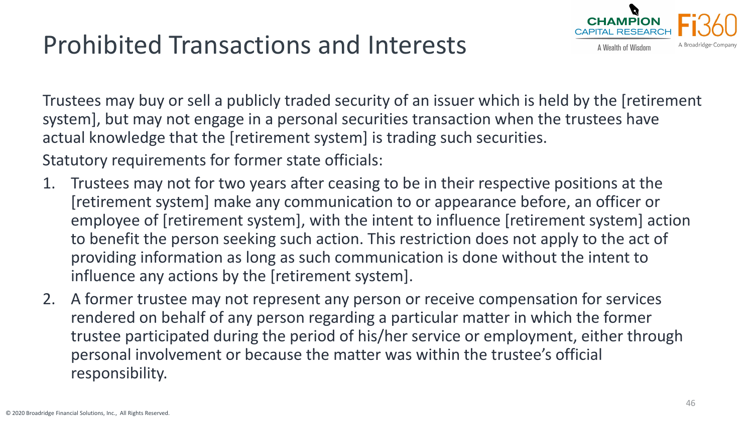# Prohibited Transactions and Interests

Trustees may buy or sell a publicly traded security of an issuer which is held by the [retirement system], but may not engage in a personal securities transaction when the trustees have actual knowledge that the [retirement system] is trading such securities.

Statutory requirements for former state officials:

1. Trustees may not for two years after ceasing to be in their respective positions at the [retirement system] make any communication to or appearance before, an officer or employee of [retirement system], with the intent to influence [retirement system] action to benefit the person seeking such action. This restriction does not apply to the act of providing information as long as such communication is done without the intent to influence any actions by the [retirement system].
2. A former trustee may not represent any person or receive compensation for services rendered on behalf of any person regarding a particular matter in which the former trustee participated during the period of his/her service or employment, either through personal involvement or because the matter was within the trustee's official responsibility.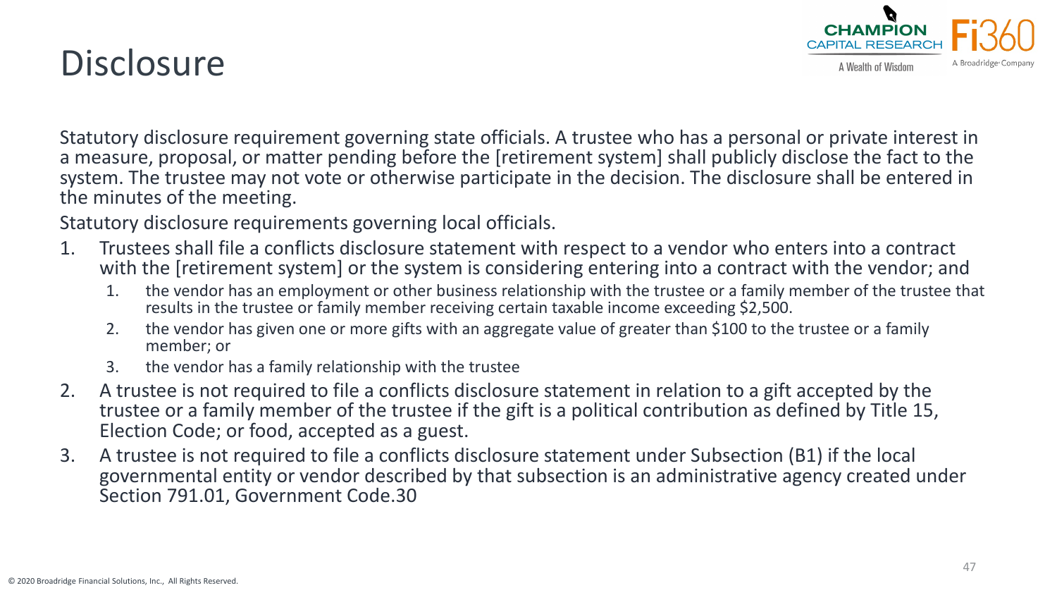# Disclosure

Statutory disclosure requirement governing state officials. A trustee who has a personal or private interest in a measure, proposal, or matter pending before the [retirement system] shall publicly disclose the fact to the system. The trustee may not vote or otherwise participate in the decision. The disclosure shall be entered in the minutes of the meeting.

Statutory disclosure requirements governing local officials.

1. Trustees shall file a conflicts disclosure statement with respect to a vendor who enters into a contract with the [retirement system] or the system is considering entering into a contract with the vendor; and
   1. the vendor has an employment or other business relationship with the trustee or a family member of the trustee that results in the trustee or family member receiving certain taxable income exceeding $2,500.
   2. the vendor has given one or more gifts with an aggregate value of greater than $100 to the trustee or a family member; or
   3. the vendor has a family relationship with the trustee
2. A trustee is not required to file a conflicts disclosure statement in relation to a gift accepted by the trustee or a family member of the trustee if the gift is a political contribution as defined by Title 15, Election Code; or food, accepted as a guest.
3. A trustee is not required to file a conflicts disclosure statement under Subsection (B1) if the local governmental entity or vendor described by that subsection is an administrative agency created under Section 791.01, Government Code.30

© 2020 Broadridge Financial Solutions, Inc., All Rights Reserved.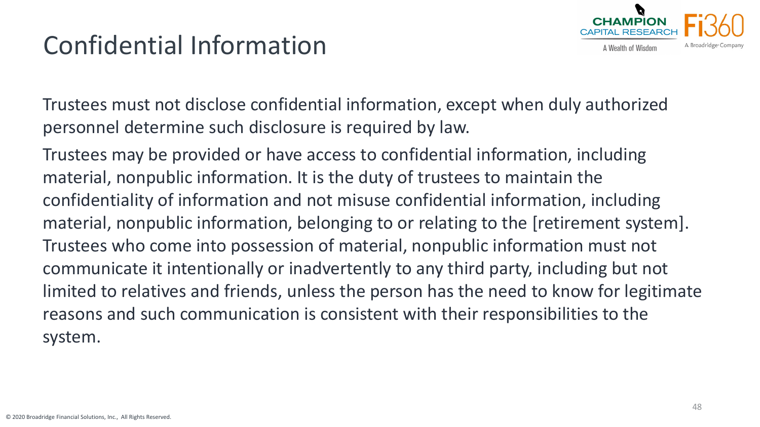# Confidential Information

Trustees must not disclose confidential information, except when duly authorized personnel determine such disclosure is required by law.

Trustees may be provided or have access to confidential information, including material, nonpublic information. It is the duty of trustees to maintain the confidentiality of information and not misuse confidential information, including material, nonpublic information, belonging to or relating to the [retirement system]. Trustees who come into possession of material, nonpublic information must not communicate it intentionally or inadvertently to any third party, including but not limited to relatives and friends, unless the person has the need to know for legitimate reasons and such communication is consistent with their responsibilities to the system.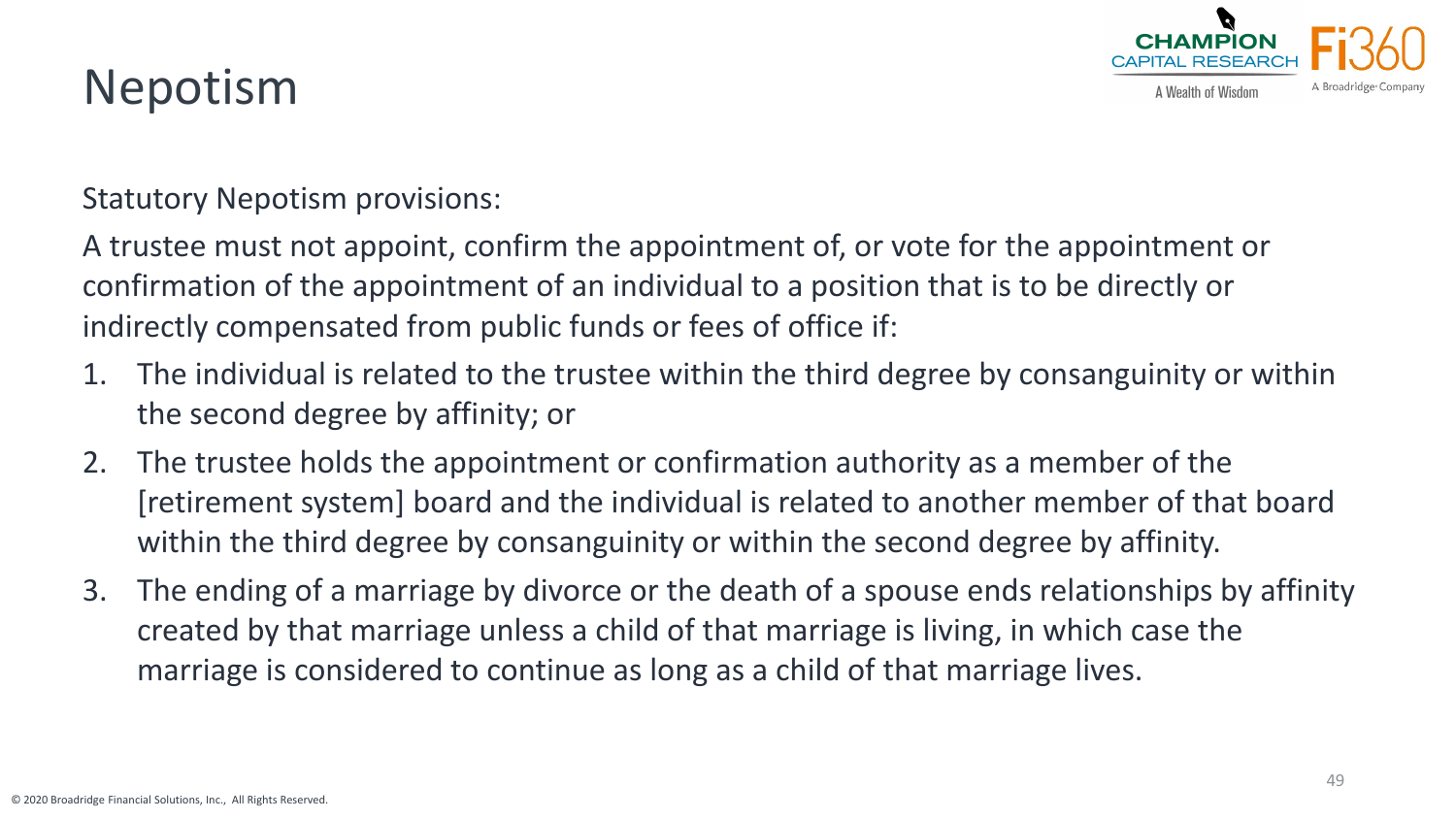# Nepotism

Statutory Nepotism provisions:

A trustee must not appoint, confirm the appointment of, or vote for the appointment or confirmation of the appointment of an individual to a position that is to be directly or indirectly compensated from public funds or fees of office if:

1. The individual is related to the trustee within the third degree by consanguinity or within the second degree by affinity; or
2. The trustee holds the appointment or confirmation authority as a member of the [retirement system] board and the individual is related to another member of that board within the third degree by consanguinity or within the second degree by affinity.
3. The ending of a marriage by divorce or the death of a spouse ends relationships by affinity created by that marriage unless a child of that marriage is living, in which case the marriage is considered to continue as long as a child of that marriage lives.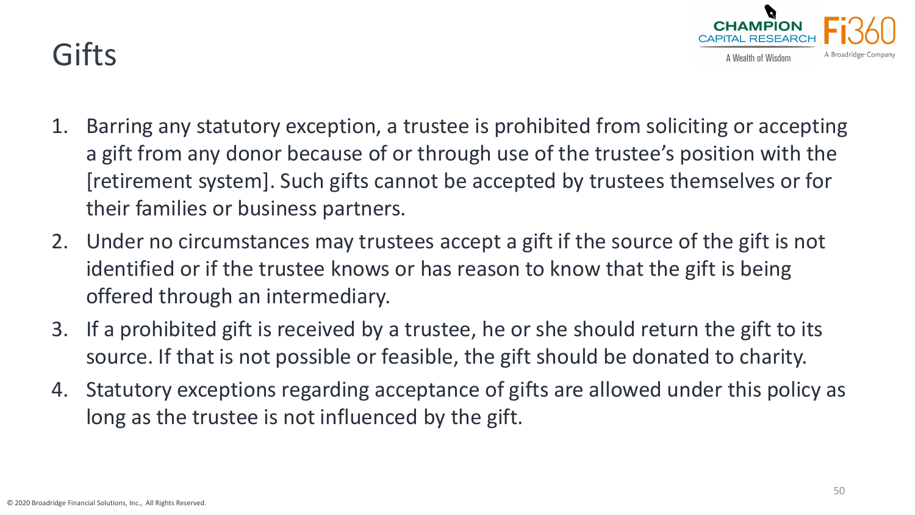# Gifts

1. Barring any statutory exception, a trustee is prohibited from soliciting or accepting a gift from any donor because of or through use of the trustee's position with the [retirement system]. Such gifts cannot be accepted by trustees themselves or for their families or business partners.
2. Under no circumstances may trustees accept a gift if the source of the gift is not identified or if the trustee knows or has reason to know that the gift is being offered through an intermediary.
3. If a prohibited gift is received by a trustee, he or she should return the gift to its source. If that is not possible or feasible, the gift should be donated to charity.
4. Statutory exceptions regarding acceptance of gifts are allowed under this policy as long as the trustee is not influenced by the gift.